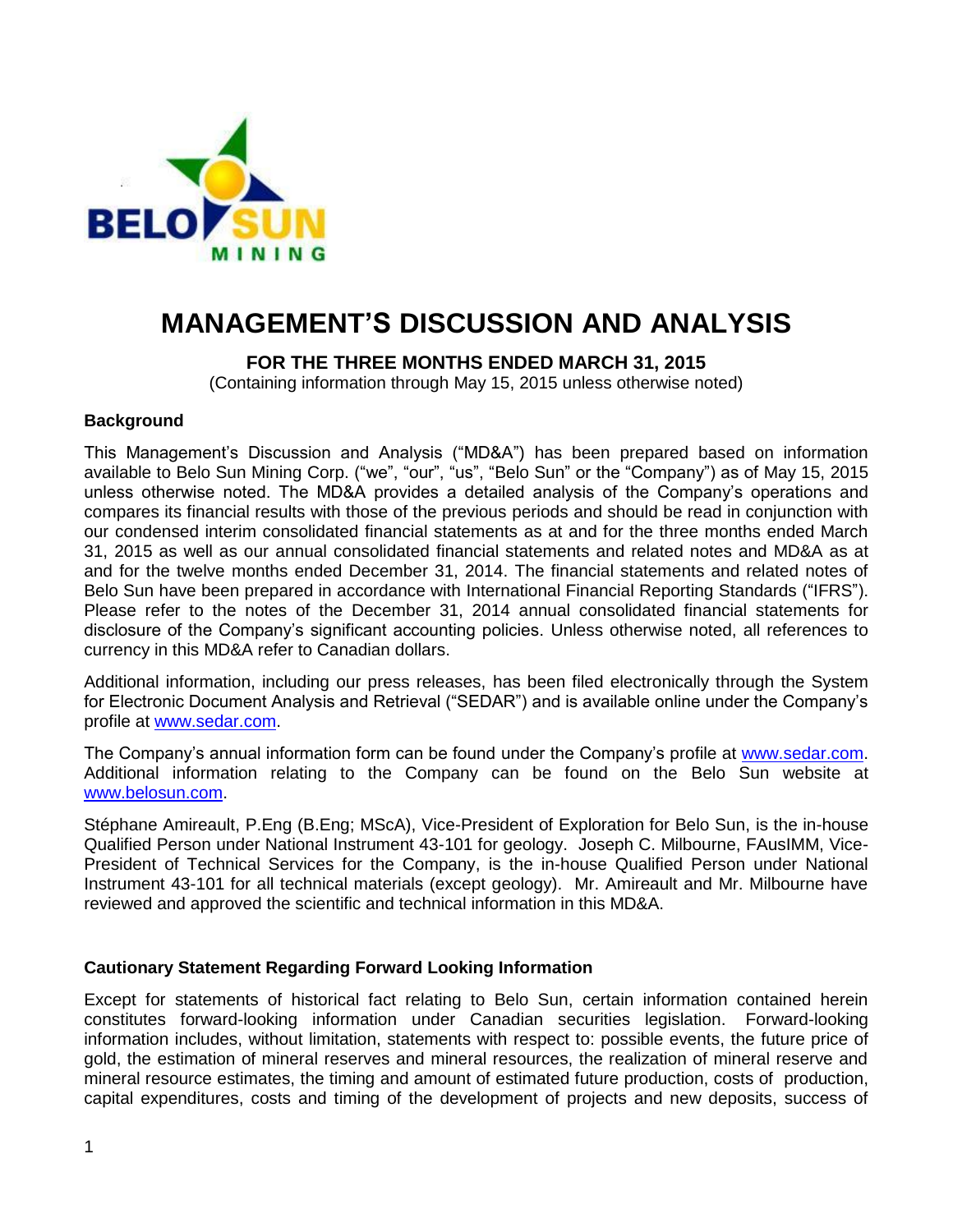# MANAGEMENT'S DISCUSSION AND ANALYSIS

**FOR THE THREE MONTHS ENDED MARCH 31, 2015**

(Containing information through May 15, 2015 unless otherwise noted)

### Background

This Management's Discussion and Analysis ("MD&A") has been prepared based on information available to Belo Sun Mining Corp. ("we", "our", "us", "Belo Sun" or the "Company") as of May 15, 2015 unless otherwise noted. The MD&A provides a detailed analysis of the Company's operations and compares its financial results with those of the previous periods and should be read in conjunction with our condensed interim consolidated financial statements as at and for the three months ended March 31, 2015 as well as our annual consolidated financial statements and related notes and MD&A as at and for the twelve months ended December 31, 2014. The financial statements and related notes of Belo Sun have been prepared in accordance with International Financial Reporting Standards ("IFRS"). Please refer to the notes of the December 31, 2014 annual consolidated financial statements for disclosure of the Company's significant accounting policies. Unless otherwise noted, all references to currency in this MD&A refer to Canadian dollars.

Additional information, including our press releases, has been filed electronically through the System for Electronic Document Analysis and Retrieval ("SEDAR") and is available online under the Company's profile at www.sedar.com.

The Company's annual information form can be found under the Company's profile at www.sedar.com. Additional information relating to the Company can be found on the Belo Sun website at www.belosun.com.

Stéphane Amireault, P.Eng (B.Eng; MScA), Vice-President of Exploration for Belo Sun, is the in-house Qualified Person under National Instrument 43-101 for geology. Joseph C. Milbourne, FAusIMM, Vice-President of Technical Services for the Company, is the in-house Qualified Person under National Instrument 43-101 for all technical materials (except geology). Mr. Amireault and Mr. Milbourne have reviewed and approved the scientific and technical information in this MD&A.

### Cautionary Statement Regarding Forward Looking Information

Except for statements of historical fact relating to Belo Sun, certain information contained herein constitutes forward-looking information under Canadian securities legislation. Forward-looking information includes, without limitation, statements with respect to: possible events, the future price of gold, the estimation of mineral reserves and mineral resources, the realization of mineral reserve and mineral resource estimates, the timing and amount of estimated future production, costs of production, capital expenditures, costs and timing of the development of projects and new deposits, success of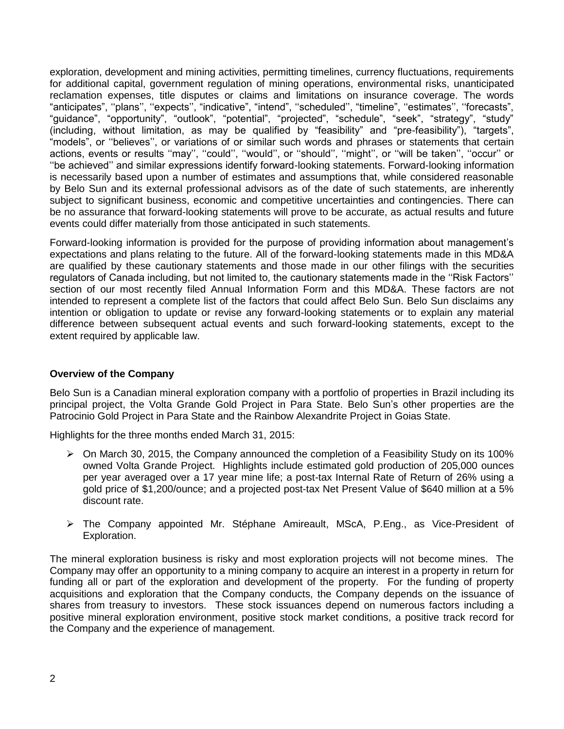exploration, development and mining activities, permitting timelines, currency fluctuations, requirements for additional capital, government regulation of mining operations, environmental risks, unanticipated reclamation expenses, title disputes or claims and limitations on insurance coverage. The words "anticipates", ''plans'', ''expects'', "indicative", "intend", ''scheduled'', "timeline", ''estimates'', ''forecasts", "guidance", "opportunity", "outlook", "potential", "projected", "schedule", "seek", "strategy", "study" (including, without limitation, as may be qualified by "feasibility" and "pre-feasibility"), "targets", "models", or ''believes'', or variations of or similar such words and phrases or statements that certain actions, events or results ''may'', ''could'', ''would'', or ''should'', ''might'', or ''will be taken'', ''occur'' or ''be achieved'' and similar expressions identify forward-looking statements. Forward-looking information is necessarily based upon a number of estimates and assumptions that, while considered reasonable by Belo Sun and its external professional advisors as of the date of such statements, are inherently subject to significant business, economic and competitive uncertainties and contingencies. There can be no assurance that forward-looking statements will prove to be accurate, as actual results and future events could differ materially from those anticipated in such statements.

Forward-looking information is provided for the purpose of providing information about management's expectations and plans relating to the future. All of the forward-looking statements made in this MD&A are qualified by these cautionary statements and those made in our other filings with the securities regulators of Canada including, but not limited to, the cautionary statements made in the ''Risk Factors'' section of our most recently filed Annual Information Form and this MD&A. These factors are not intended to represent a complete list of the factors that could affect Belo Sun. Belo Sun disclaims any intention or obligation to update or revise any forward-looking statements or to explain any material difference between subsequent actual events and such forward-looking statements, except to the extent required by applicable law.

**Overview of the Company**

Belo Sun is a Canadian mineral exploration company with a portfolio of properties in Brazil including its principal project, the Volta Grande Gold Project in Para State. Belo Sun's other properties are the Patrocinio Gold Project in Para State and the Rainbow Alexandrite Project in Goias State.

Highlights for the three months ended March 31, 2015:

- On March 30, 2015, the Company announced the completion of a Feasibility Study on its 100% owned Volta Grande Project. Highlights include estimated gold production of 205,000 ounces per year averaged over a 17 year mine life; a post-tax Internal Rate of Return of 26% using a gold price of $1,200/ounce; and a projected post-tax Net Present Value of $640 million at a 5% discount rate.

- The Company appointed Mr. Stéphane Amireault, MScA, P.Eng., as Vice-President of Exploration.

The mineral exploration business is risky and most exploration projects will not become mines. The Company may offer an opportunity to a mining company to acquire an interest in a property in return for funding all or part of the exploration and development of the property. For the funding of property acquisitions and exploration that the Company conducts, the Company depends on the issuance of shares from treasury to investors. These stock issuances depend on numerous factors including a positive mineral exploration environment, positive stock market conditions, a positive track record for the Company and the experience of management.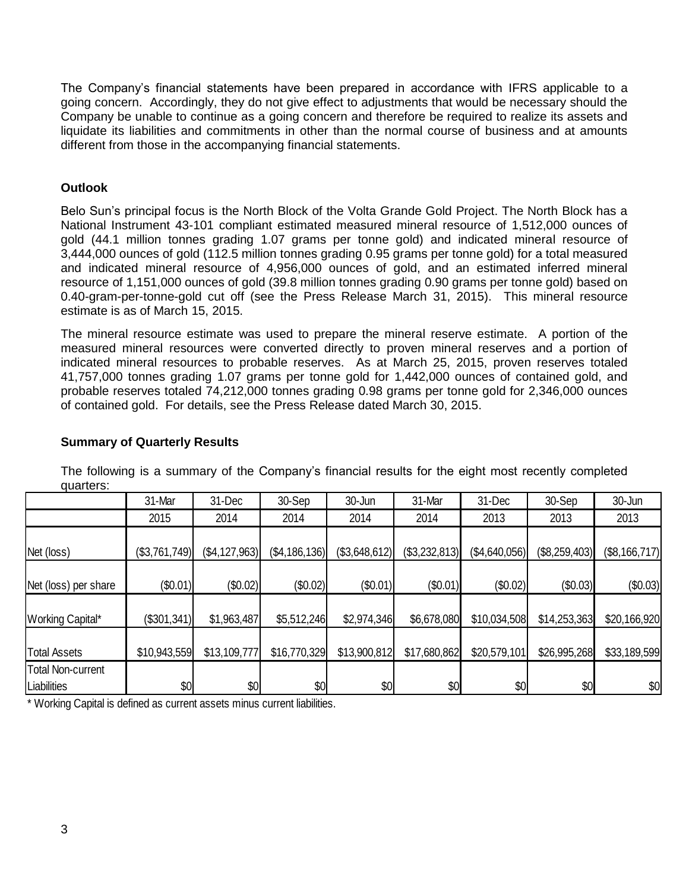The Company's financial statements have been prepared in accordance with IFRS applicable to a going concern. Accordingly, they do not give effect to adjustments that would be necessary should the Company be unable to continue as a going concern and therefore be required to realize its assets and liquidate its liabilities and commitments in other than the normal course of business and at amounts different from those in the accompanying financial statements.

## Outlook

Belo Sun's principal focus is the North Block of the Volta Grande Gold Project. The North Block has a National Instrument 43-101 compliant estimated measured mineral resource of 1,512,000 ounces of gold (44.1 million tonnes grading 1.07 grams per tonne gold) and indicated mineral resource of 3,444,000 ounces of gold (112.5 million tonnes grading 0.95 grams per tonne gold) for a total measured and indicated mineral resource of 4,956,000 ounces of gold, and an estimated inferred mineral resource of 1,151,000 ounces of gold (39.8 million tonnes grading 0.90 grams per tonne gold) based on 0.40-gram-per-tonne-gold cut off (see the Press Release March 31, 2015). This mineral resource estimate is as of March 15, 2015.

The mineral resource estimate was used to prepare the mineral reserve estimate. A portion of the measured mineral resources were converted directly to proven mineral reserves and a portion of indicated mineral resources to probable reserves. As at March 25, 2015, proven reserves totaled 41,757,000 tonnes grading 1.07 grams per tonne gold for 1,442,000 ounces of contained gold, and probable reserves totaled 74,212,000 tonnes grading 0.98 grams per tonne gold for 2,346,000 ounces of contained gold. For details, see the Press Release dated March 30, 2015.

## Summary of Quarterly Results

The following is a summary of the Company's financial results for the eight most recently completed quarters:

| | 31-Mar 2015 | 31-Dec 2014 | 30-Sep 2014 | 30-Jun 2014 | 31-Mar 2014 | 31-Dec 2013 | 30-Sep 2013 | 30-Jun 2013 |
|---|---|---|---|---|---|---|---|---|
| Net (loss) | ($3,761,749) | ($4,127,963) | ($4,186,136) | ($3,648,612) | ($3,232,813) | ($4,640,056) | ($8,259,403) | ($8,166,717) |
| Net (loss) per share | ($0.01) | ($0.02) | ($0.02) | ($0.01) | ($0.01) | ($0.02) | ($0.03) | ($0.03) |
| Working Capital* | ($301,341) | $1,963,487 | $5,512,246 | $2,974,346 | $6,678,080 | $10,034,508 | $14,253,363 | $20,166,920 |
| Total Assets | $10,943,559 | $13,109,777 | $16,770,329 | $13,900,812 | $17,680,862 | $20,579,101 | $26,995,268 | $33,189,599 |
| Total Non-current Liabilities | $0 | $0 | $0 | $0 | $0 | $0 | $0 | $0 |

* Working Capital is defined as current assets minus current liabilities.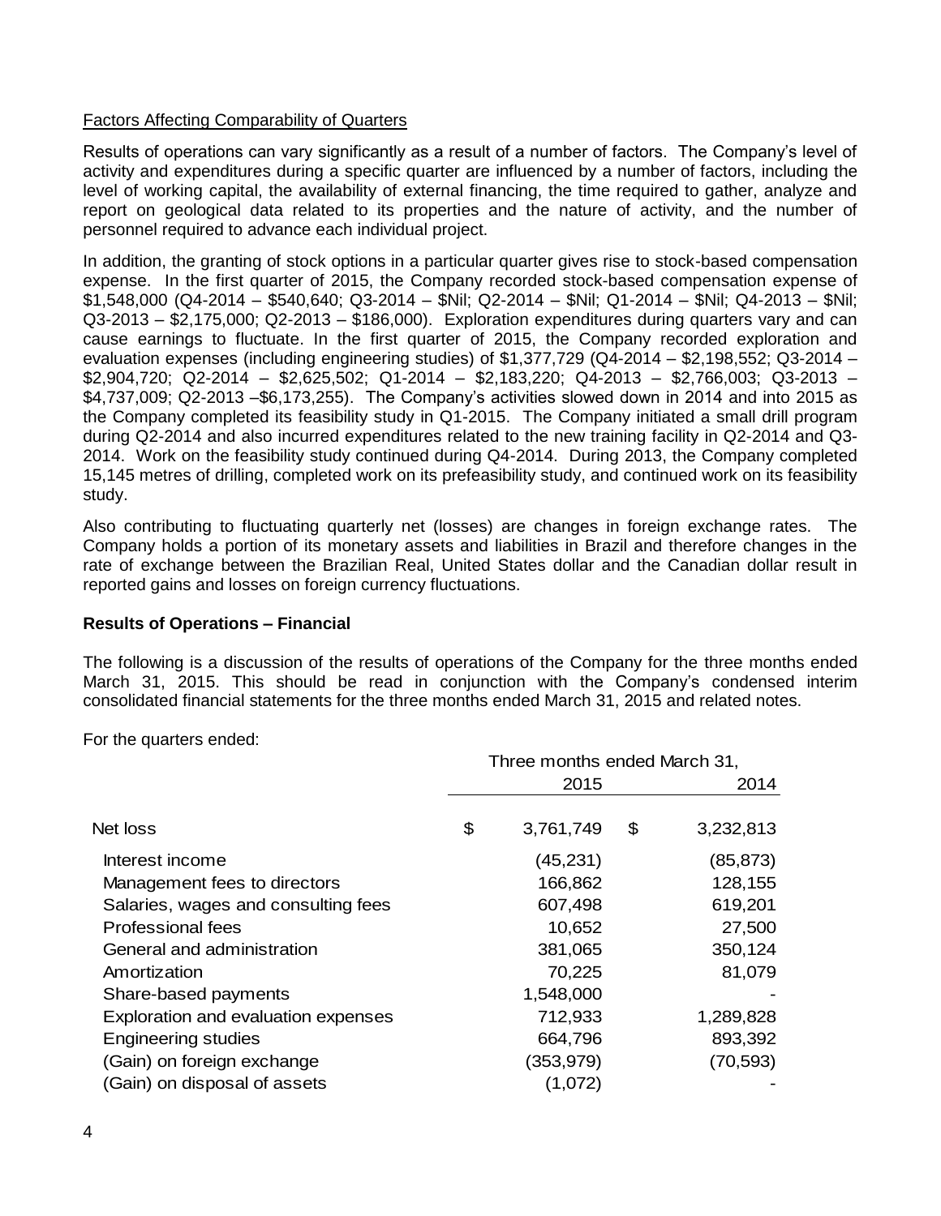Factors Affecting Comparability of Quarters

Results of operations can vary significantly as a result of a number of factors. The Company's level of activity and expenditures during a specific quarter are influenced by a number of factors, including the level of working capital, the availability of external financing, the time required to gather, analyze and report on geological data related to its properties and the nature of activity, and the number of personnel required to advance each individual project.

In addition, the granting of stock options in a particular quarter gives rise to stock-based compensation expense. In the first quarter of 2015, the Company recorded stock-based compensation expense of $1,548,000 (Q4-2014 – $540,640; Q3-2014 – $Nil; Q2-2014 – $Nil; Q1-2014 – $Nil; Q4-2013 – $Nil; Q3-2013 – $2,175,000; Q2-2013 – $186,000). Exploration expenditures during quarters vary and can cause earnings to fluctuate. In the first quarter of 2015, the Company recorded exploration and evaluation expenses (including engineering studies) of $1,377,729 (Q4-2014 – $2,198,552; Q3-2014 – $2,904,720; Q2-2014 – $2,625,502; Q1-2014 – $2,183,220; Q4-2013 – $2,766,003; Q3-2013 – $4,737,009; Q2-2013 –$6,173,255). The Company's activities slowed down in 2014 and into 2015 as the Company completed its feasibility study in Q1-2015. The Company initiated a small drill program during Q2-2014 and also incurred expenditures related to the new training facility in Q2-2014 and Q3-2014. Work on the feasibility study continued during Q4-2014. During 2013, the Company completed 15,145 metres of drilling, completed work on its prefeasibility study, and continued work on its feasibility study.

Also contributing to fluctuating quarterly net (losses) are changes in foreign exchange rates. The Company holds a portion of its monetary assets and liabilities in Brazil and therefore changes in the rate of exchange between the Brazilian Real, United States dollar and the Canadian dollar result in reported gains and losses on foreign currency fluctuations.

## Results of Operations – Financial

The following is a discussion of the results of operations of the Company for the three months ended March 31, 2015. This should be read in conjunction with the Company's condensed interim consolidated financial statements for the three months ended March 31, 2015 and related notes.

For the quarters ended:

| | Three months ended March 31, | |
|---|---|---|
| | 2015 | 2014 |
| Net loss | $ 3,761,749 | $ 3,232,813 |
| Interest income | (45,231) | (85,873) |
| Management fees to directors | 166,862 | 128,155 |
| Salaries, wages and consulting fees | 607,498 | 619,201 |
| Professional fees | 10,652 | 27,500 |
| General and administration | 381,065 | 350,124 |
| Amortization | 70,225 | 81,079 |
| Share-based payments | 1,548,000 | - |
| Exploration and evaluation expenses | 712,933 | 1,289,828 |
| Engineering studies | 664,796 | 893,392 |
| (Gain) on foreign exchange | (353,979) | (70,593) |
| (Gain) on disposal of assets | (1,072) | - |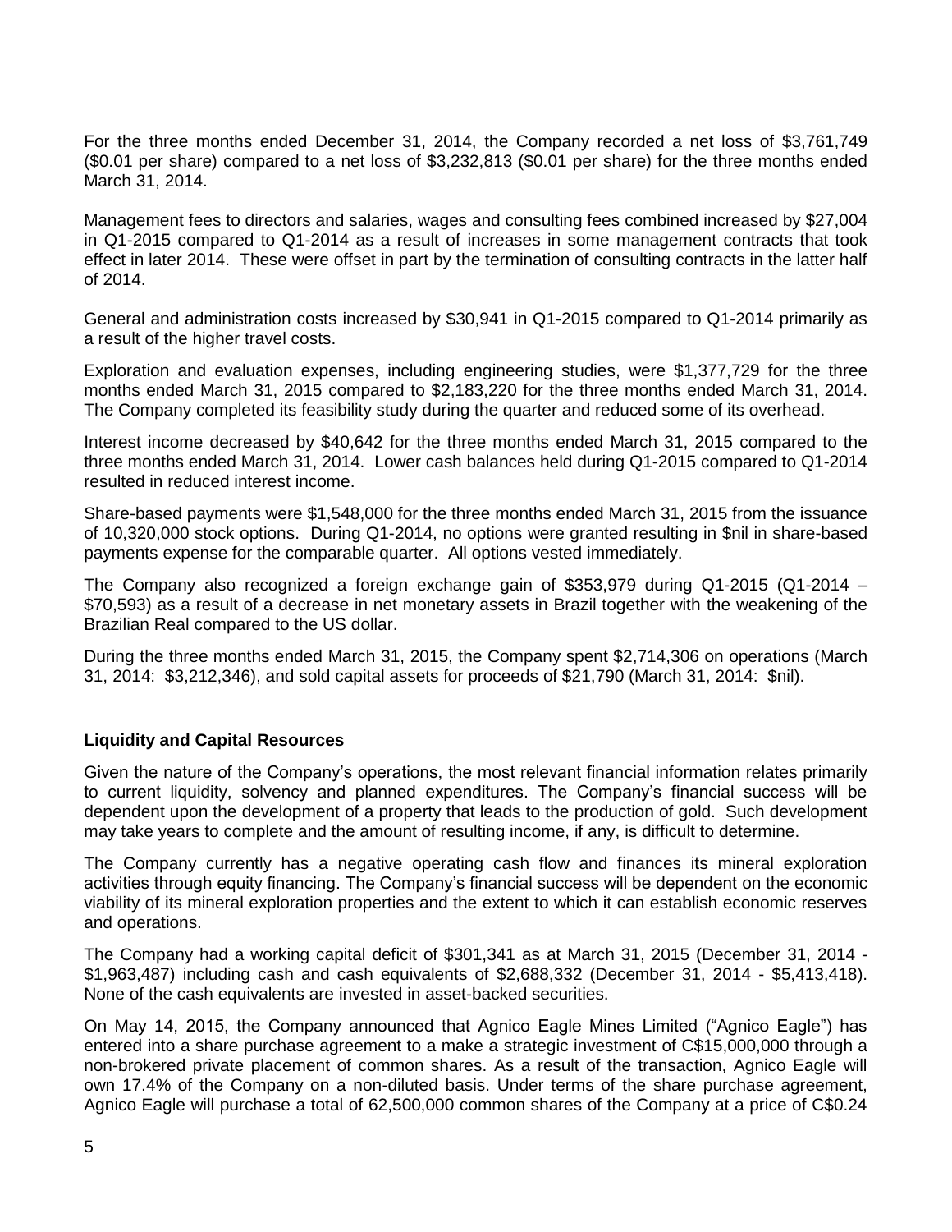For the three months ended December 31, 2014, the Company recorded a net loss of $3,761,749 ($0.01 per share) compared to a net loss of $3,232,813 ($0.01 per share) for the three months ended March 31, 2014.

Management fees to directors and salaries, wages and consulting fees combined increased by $27,004 in Q1-2015 compared to Q1-2014 as a result of increases in some management contracts that took effect in later 2014. These were offset in part by the termination of consulting contracts in the latter half of 2014.

General and administration costs increased by $30,941 in Q1-2015 compared to Q1-2014 primarily as a result of the higher travel costs.

Exploration and evaluation expenses, including engineering studies, were $1,377,729 for the three months ended March 31, 2015 compared to $2,183,220 for the three months ended March 31, 2014. The Company completed its feasibility study during the quarter and reduced some of its overhead.

Interest income decreased by $40,642 for the three months ended March 31, 2015 compared to the three months ended March 31, 2014. Lower cash balances held during Q1-2015 compared to Q1-2014 resulted in reduced interest income.

Share-based payments were $1,548,000 for the three months ended March 31, 2015 from the issuance of 10,320,000 stock options. During Q1-2014, no options were granted resulting in $nil in share-based payments expense for the comparable quarter. All options vested immediately.

The Company also recognized a foreign exchange gain of $353,979 during Q1-2015 (Q1-2014 – $70,593) as a result of a decrease in net monetary assets in Brazil together with the weakening of the Brazilian Real compared to the US dollar.

During the three months ended March 31, 2015, the Company spent $2,714,306 on operations (March 31, 2014: $3,212,346), and sold capital assets for proceeds of $21,790 (March 31, 2014: $nil).

## Liquidity and Capital Resources

Given the nature of the Company's operations, the most relevant financial information relates primarily to current liquidity, solvency and planned expenditures. The Company's financial success will be dependent upon the development of a property that leads to the production of gold. Such development may take years to complete and the amount of resulting income, if any, is difficult to determine.

The Company currently has a negative operating cash flow and finances its mineral exploration activities through equity financing. The Company's financial success will be dependent on the economic viability of its mineral exploration properties and the extent to which it can establish economic reserves and operations.

The Company had a working capital deficit of $301,341 as at March 31, 2015 (December 31, 2014 - $1,963,487) including cash and cash equivalents of $2,688,332 (December 31, 2014 - $5,413,418). None of the cash equivalents are invested in asset-backed securities.

On May 14, 2015, the Company announced that Agnico Eagle Mines Limited ("Agnico Eagle") has entered into a share purchase agreement to a make a strategic investment of C$15,000,000 through a non-brokered private placement of common shares. As a result of the transaction, Agnico Eagle will own 17.4% of the Company on a non-diluted basis. Under terms of the share purchase agreement, Agnico Eagle will purchase a total of 62,500,000 common shares of the Company at a price of C$0.24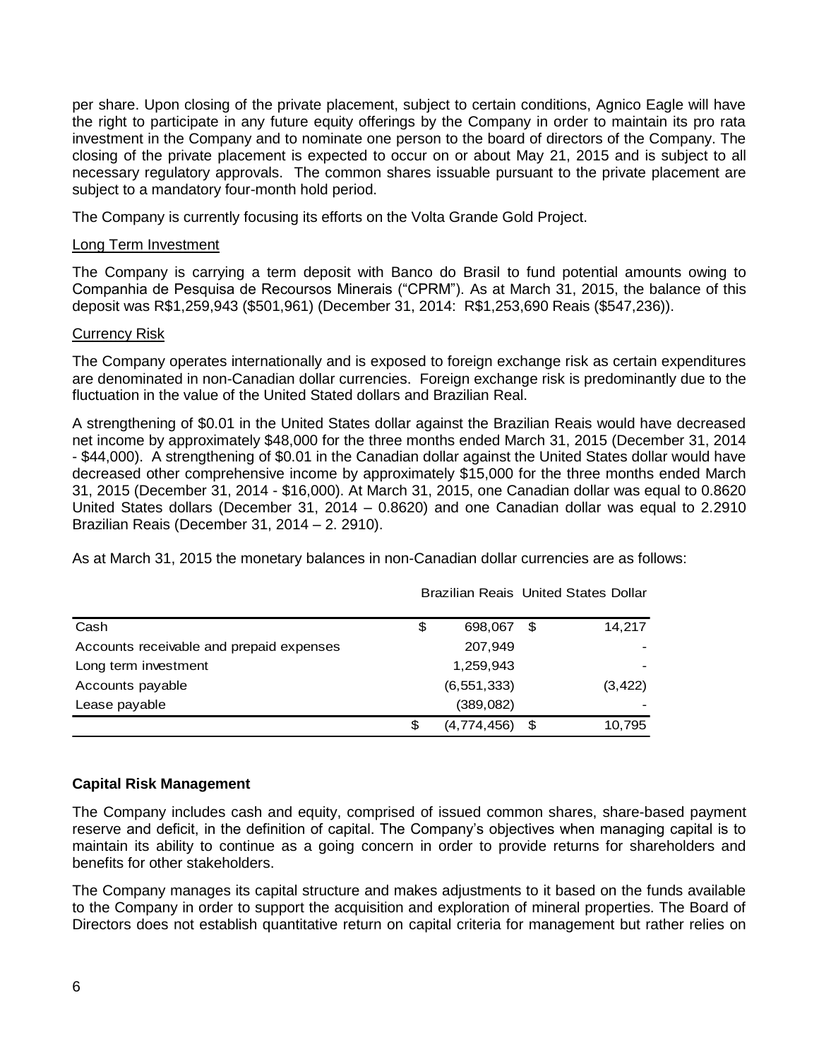per share. Upon closing of the private placement, subject to certain conditions, Agnico Eagle will have the right to participate in any future equity offerings by the Company in order to maintain its pro rata investment in the Company and to nominate one person to the board of directors of the Company. The closing of the private placement is expected to occur on or about May 21, 2015 and is subject to all necessary regulatory approvals. The common shares issuable pursuant to the private placement are subject to a mandatory four-month hold period.

The Company is currently focusing its efforts on the Volta Grande Gold Project.

Long Term Investment

The Company is carrying a term deposit with Banco do Brasil to fund potential amounts owing to Companhia de Pesquisa de Recoursos Minerais ("CPRM"). As at March 31, 2015, the balance of this deposit was R$1,259,943 ($501,961) (December 31, 2014: R$1,253,690 Reais ($547,236)).

Currency Risk

The Company operates internationally and is exposed to foreign exchange risk as certain expenditures are denominated in non-Canadian dollar currencies. Foreign exchange risk is predominantly due to the fluctuation in the value of the United Stated dollars and Brazilian Real.

A strengthening of $0.01 in the United States dollar against the Brazilian Reais would have decreased net income by approximately $48,000 for the three months ended March 31, 2015 (December 31, 2014 - $44,000). A strengthening of $0.01 in the Canadian dollar against the United States dollar would have decreased other comprehensive income by approximately $15,000 for the three months ended March 31, 2015 (December 31, 2014 - $16,000). At March 31, 2015, one Canadian dollar was equal to 0.8620 United States dollars (December 31, 2014 – 0.8620) and one Canadian dollar was equal to 2.2910 Brazilian Reais (December 31, 2014 – 2. 2910).

As at March 31, 2015 the monetary balances in non-Canadian dollar currencies are as follows:

| | Brazilian Reais | United States Dollar |
|---|---|---|
| Cash | $ 698,067 | $ 14,217 |
| Accounts receivable and prepaid expenses | 207,949 | - |
| Long term investment | 1,259,943 | - |
| Accounts payable | (6,551,333) | (3,422) |
| Lease payable | (389,082) | - |
| | $ (4,774,456) | $ 10,795 |

## Capital Risk Management

The Company includes cash and equity, comprised of issued common shares, share-based payment reserve and deficit, in the definition of capital. The Company's objectives when managing capital is to maintain its ability to continue as a going concern in order to provide returns for shareholders and benefits for other stakeholders.

The Company manages its capital structure and makes adjustments to it based on the funds available to the Company in order to support the acquisition and exploration of mineral properties. The Board of Directors does not establish quantitative return on capital criteria for management but rather relies on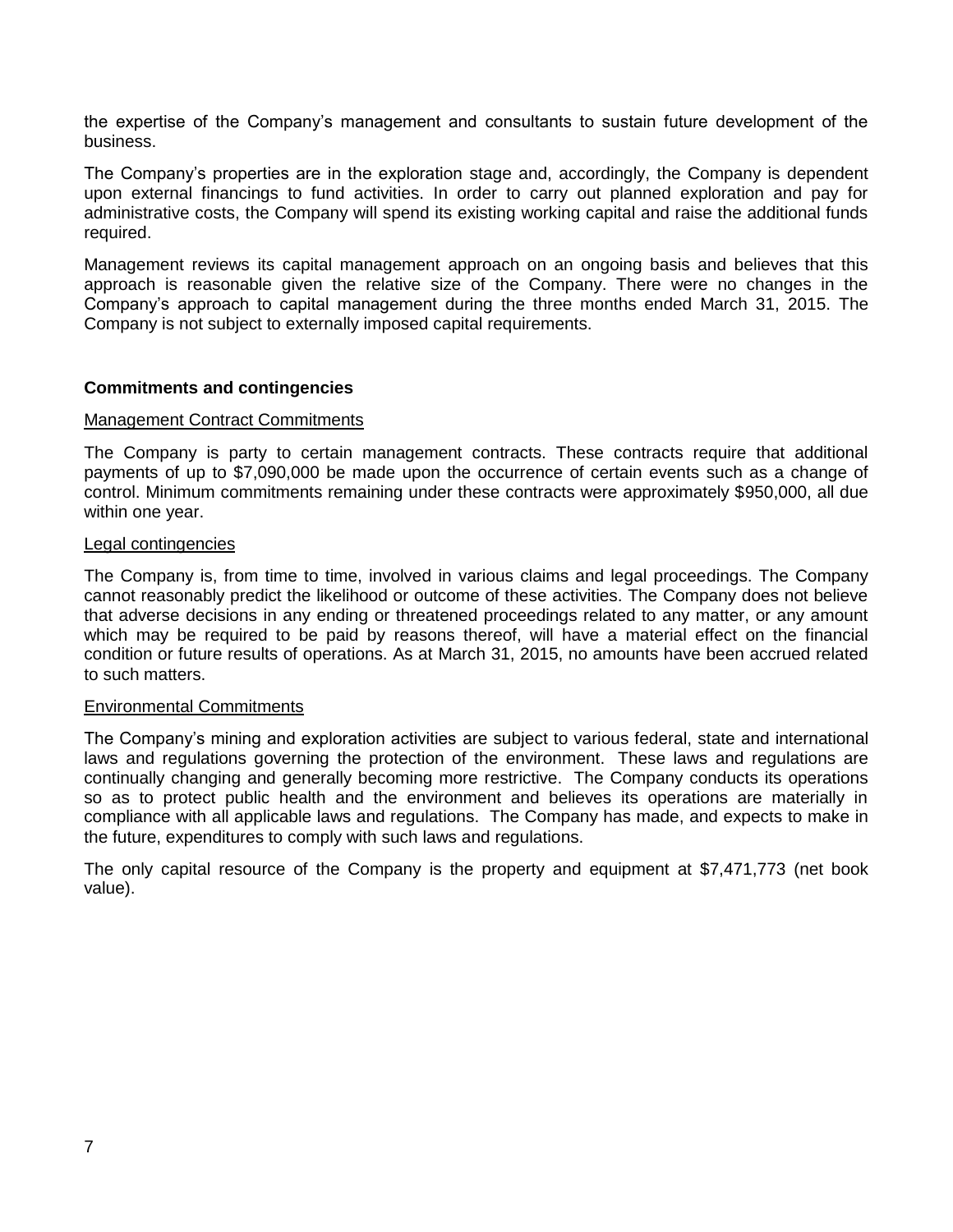the expertise of the Company's management and consultants to sustain future development of the business.

The Company's properties are in the exploration stage and, accordingly, the Company is dependent upon external financings to fund activities. In order to carry out planned exploration and pay for administrative costs, the Company will spend its existing working capital and raise the additional funds required.

Management reviews its capital management approach on an ongoing basis and believes that this approach is reasonable given the relative size of the Company. There were no changes in the Company's approach to capital management during the three months ended March 31, 2015. The Company is not subject to externally imposed capital requirements.

**Commitments and contingencies**

Management Contract Commitments

The Company is party to certain management contracts. These contracts require that additional payments of up to $7,090,000 be made upon the occurrence of certain events such as a change of control. Minimum commitments remaining under these contracts were approximately $950,000, all due within one year.

Legal contingencies

The Company is, from time to time, involved in various claims and legal proceedings. The Company cannot reasonably predict the likelihood or outcome of these activities. The Company does not believe that adverse decisions in any ending or threatened proceedings related to any matter, or any amount which may be required to be paid by reasons thereof, will have a material effect on the financial condition or future results of operations. As at March 31, 2015, no amounts have been accrued related to such matters.

Environmental Commitments

The Company's mining and exploration activities are subject to various federal, state and international laws and regulations governing the protection of the environment. These laws and regulations are continually changing and generally becoming more restrictive. The Company conducts its operations so as to protect public health and the environment and believes its operations are materially in compliance with all applicable laws and regulations. The Company has made, and expects to make in the future, expenditures to comply with such laws and regulations.

The only capital resource of the Company is the property and equipment at $7,471,773 (net book value).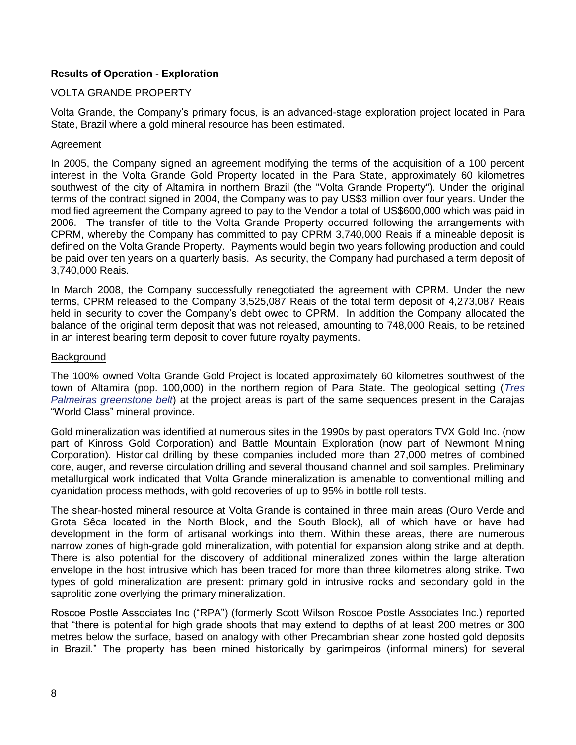**Results of Operation - Exploration**

VOLTA GRANDE PROPERTY

Volta Grande, the Company's primary focus, is an advanced-stage exploration project located in Para State, Brazil where a gold mineral resource has been estimated.

Agreement

In 2005, the Company signed an agreement modifying the terms of the acquisition of a 100 percent interest in the Volta Grande Gold Property located in the Para State, approximately 60 kilometres southwest of the city of Altamira in northern Brazil (the "Volta Grande Property"). Under the original terms of the contract signed in 2004, the Company was to pay US$3 million over four years. Under the modified agreement the Company agreed to pay to the Vendor a total of US$600,000 which was paid in 2006. The transfer of title to the Volta Grande Property occurred following the arrangements with CPRM, whereby the Company has committed to pay CPRM 3,740,000 Reais if a mineable deposit is defined on the Volta Grande Property. Payments would begin two years following production and could be paid over ten years on a quarterly basis. As security, the Company had purchased a term deposit of 3,740,000 Reais.

In March 2008, the Company successfully renegotiated the agreement with CPRM. Under the new terms, CPRM released to the Company 3,525,087 Reais of the total term deposit of 4,273,087 Reais held in security to cover the Company's debt owed to CPRM. In addition the Company allocated the balance of the original term deposit that was not released, amounting to 748,000 Reais, to be retained in an interest bearing term deposit to cover future royalty payments.

Background

The 100% owned Volta Grande Gold Project is located approximately 60 kilometres southwest of the town of Altamira (pop. 100,000) in the northern region of Para State. The geological setting (*Tres Palmeiras greenstone belt*) at the project areas is part of the same sequences present in the Carajas "World Class" mineral province.

Gold mineralization was identified at numerous sites in the 1990s by past operators TVX Gold Inc. (now part of Kinross Gold Corporation) and Battle Mountain Exploration (now part of Newmont Mining Corporation). Historical drilling by these companies included more than 27,000 metres of combined core, auger, and reverse circulation drilling and several thousand channel and soil samples. Preliminary metallurgical work indicated that Volta Grande mineralization is amenable to conventional milling and cyanidation process methods, with gold recoveries of up to 95% in bottle roll tests.

The shear-hosted mineral resource at Volta Grande is contained in three main areas (Ouro Verde and Grota Sêca located in the North Block, and the South Block), all of which have or have had development in the form of artisanal workings into them. Within these areas, there are numerous narrow zones of high-grade gold mineralization, with potential for expansion along strike and at depth. There is also potential for the discovery of additional mineralized zones within the large alteration envelope in the host intrusive which has been traced for more than three kilometres along strike. Two types of gold mineralization are present: primary gold in intrusive rocks and secondary gold in the saprolitic zone overlying the primary mineralization.

Roscoe Postle Associates Inc ("RPA") (formerly Scott Wilson Roscoe Postle Associates Inc.) reported that "there is potential for high grade shoots that may extend to depths of at least 200 metres or 300 metres below the surface, based on analogy with other Precambrian shear zone hosted gold deposits in Brazil." The property has been mined historically by garimpeiros (informal miners) for several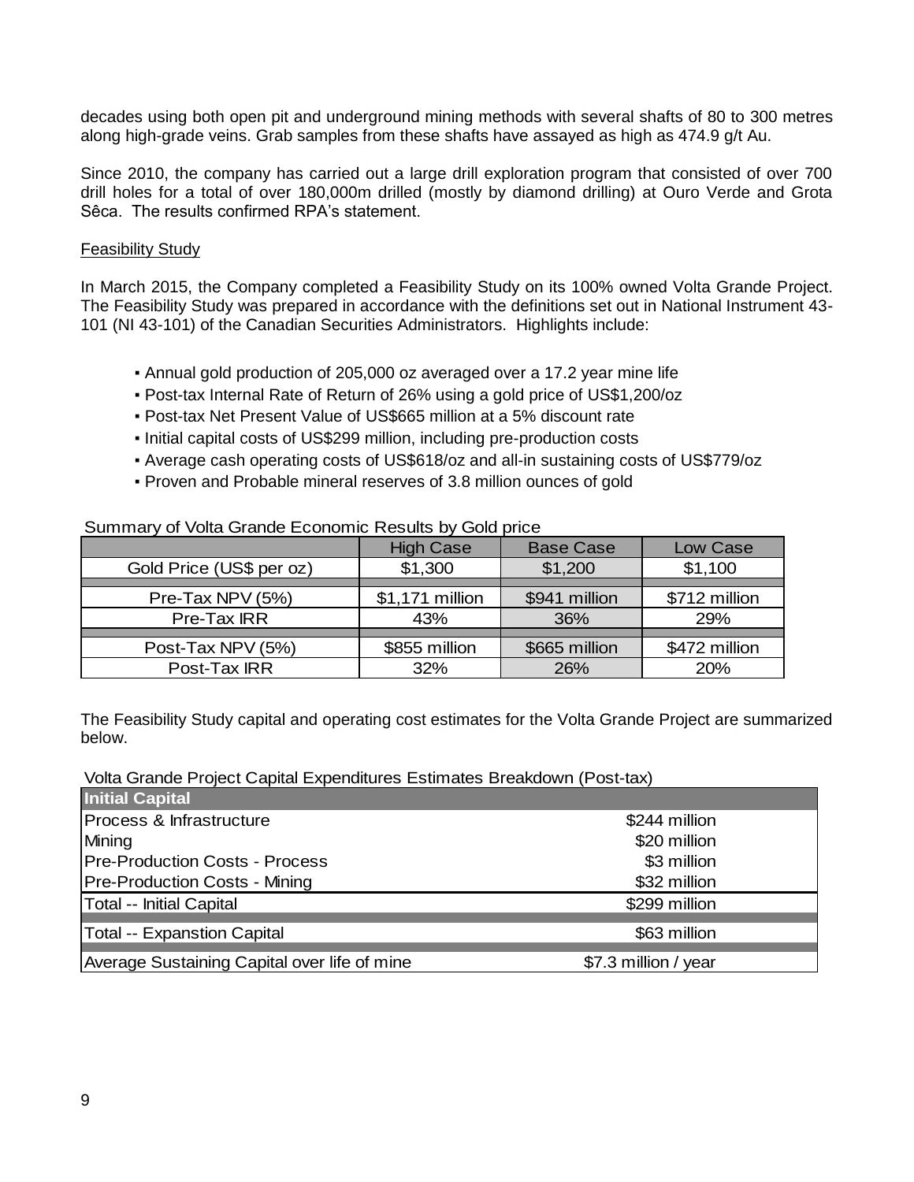decades using both open pit and underground mining methods with several shafts of 80 to 300 metres along high-grade veins. Grab samples from these shafts have assayed as high as 474.9 g/t Au.

Since 2010, the company has carried out a large drill exploration program that consisted of over 700 drill holes for a total of over 180,000m drilled (mostly by diamond drilling) at Ouro Verde and Grota Sêca. The results confirmed RPA's statement.

Feasibility Study

In March 2015, the Company completed a Feasibility Study on its 100% owned Volta Grande Project. The Feasibility Study was prepared in accordance with the definitions set out in National Instrument 43-101 (NI 43-101) of the Canadian Securities Administrators. Highlights include:

- Annual gold production of 205,000 oz averaged over a 17.2 year mine life
- Post-tax Internal Rate of Return of 26% using a gold price of US$1,200/oz
- Post-tax Net Present Value of US$665 million at a 5% discount rate
- Initial capital costs of US$299 million, including pre-production costs
- Average cash operating costs of US$618/oz and all-in sustaining costs of US$779/oz
- Proven and Probable mineral reserves of 3.8 million ounces of gold

Summary of Volta Grande Economic Results by Gold price

| | High Case | Base Case | Low Case |
|---|---|---|---|
| Gold Price (US$ per oz) | $1,300 | $1,200 | $1,100 |
| Pre-Tax NPV (5%) | $1,171 million | $941 million | $712 million |
| Pre-Tax IRR | 43% | 36% | 29% |
| Post-Tax NPV (5%) | $855 million | $665 million | $472 million |
| Post-Tax IRR | 32% | 26% | 20% |

The Feasibility Study capital and operating cost estimates for the Volta Grande Project are summarized below.

Volta Grande Project Capital Expenditures Estimates Breakdown (Post-tax)

| **Initial Capital** | |
|---|---|
| Process & Infrastructure | $244 million |
| Mining | $20 million |
| Pre-Production Costs - Process | $3 million |
| Pre-Production Costs - Mining | $32 million |
| Total -- Initial Capital | $299 million |
| Total -- Expanstion Capital | $63 million |
| Average Sustaining Capital over life of mine | $7.3 million / year |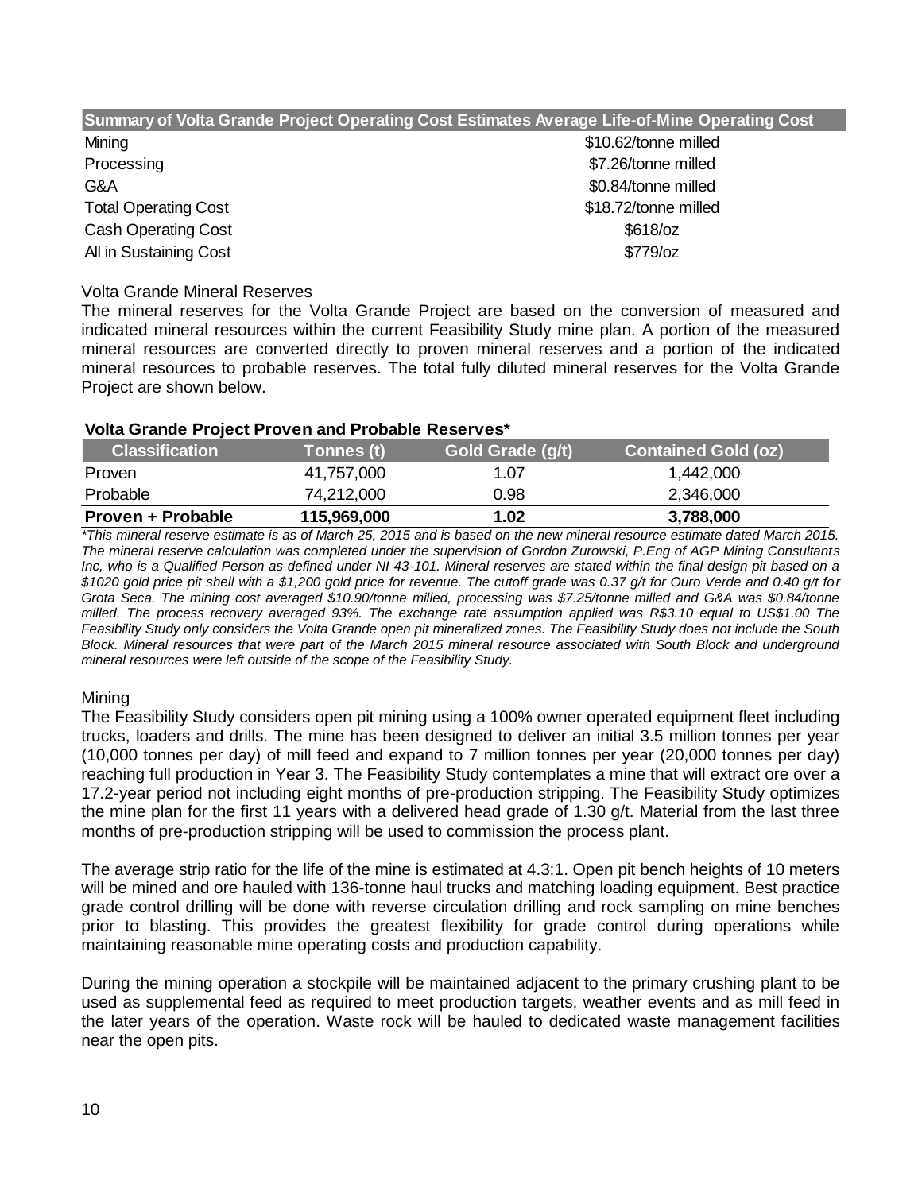| Summary of Volta Grande Project Operating Cost Estimates Average Life-of-Mine Operating Cost | |
| --- | --- |
| Mining | \$10.62/tonne milled |
| Processing | \$7.26/tonne milled |
| G&A | \$0.84/tonne milled |
| Total Operating Cost | \$18.72/tonne milled |
| Cash Operating Cost | \$618/oz |
| All in Sustaining Cost | \$779/oz |

Volta Grande Mineral Reserves

The mineral reserves for the Volta Grande Project are based on the conversion of measured and indicated mineral resources within the current Feasibility Study mine plan. A portion of the measured mineral resources are converted directly to proven mineral reserves and a portion of the indicated mineral resources to probable reserves. The total fully diluted mineral reserves for the Volta Grande Project are shown below.

**Volta Grande Project Proven and Probable Reserves***

| Classification | Tonnes (t) | Gold Grade (g/t) | Contained Gold (oz) |
| --- | --- | --- | --- |
| Proven | 41,757,000 | 1.07 | 1,442,000 |
| Probable | 74,212,000 | 0.98 | 2,346,000 |
| **Proven + Probable** | **115,969,000** | **1.02** | **3,788,000** |

*\*This mineral reserve estimate is as of March 25, 2015 and is based on the new mineral resource estimate dated March 2015. The mineral reserve calculation was completed under the supervision of Gordon Zurowski, P.Eng of AGP Mining Consultants Inc, who is a Qualified Person as defined under NI 43-101. Mineral reserves are stated within the final design pit based on a \$1020 gold price pit shell with a \$1,200 gold price for revenue. The cutoff grade was 0.37 g/t for Ouro Verde and 0.40 g/t for Grota Seca. The mining cost averaged \$10.90/tonne milled, processing was \$7.25/tonne milled and G&A was \$0.84/tonne milled. The process recovery averaged 93%. The exchange rate assumption applied was R\$3.10 equal to US\$1.00 The Feasibility Study only considers the Volta Grande open pit mineralized zones. The Feasibility Study does not include the South Block. Mineral resources that were part of the March 2015 mineral resource associated with South Block and underground mineral resources were left outside of the scope of the Feasibility Study.*

Mining

The Feasibility Study considers open pit mining using a 100% owner operated equipment fleet including trucks, loaders and drills. The mine has been designed to deliver an initial 3.5 million tonnes per year (10,000 tonnes per day) of mill feed and expand to 7 million tonnes per year (20,000 tonnes per day) reaching full production in Year 3. The Feasibility Study contemplates a mine that will extract ore over a 17.2-year period not including eight months of pre-production stripping. The Feasibility Study optimizes the mine plan for the first 11 years with a delivered head grade of 1.30 g/t. Material from the last three months of pre-production stripping will be used to commission the process plant.

The average strip ratio for the life of the mine is estimated at 4.3:1. Open pit bench heights of 10 meters will be mined and ore hauled with 136-tonne haul trucks and matching loading equipment. Best practice grade control drilling will be done with reverse circulation drilling and rock sampling on mine benches prior to blasting. This provides the greatest flexibility for grade control during operations while maintaining reasonable mine operating costs and production capability.

During the mining operation a stockpile will be maintained adjacent to the primary crushing plant to be used as supplemental feed as required to meet production targets, weather events and as mill feed in the later years of the operation. Waste rock will be hauled to dedicated waste management facilities near the open pits.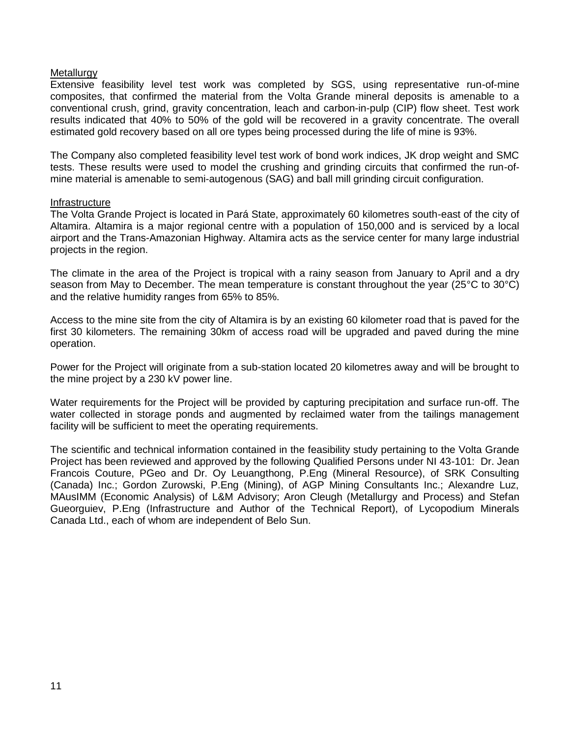## Metallurgy

Extensive feasibility level test work was completed by SGS, using representative run-of-mine composites, that confirmed the material from the Volta Grande mineral deposits is amenable to a conventional crush, grind, gravity concentration, leach and carbon-in-pulp (CIP) flow sheet. Test work results indicated that 40% to 50% of the gold will be recovered in a gravity concentrate. The overall estimated gold recovery based on all ore types being processed during the life of mine is 93%.

The Company also completed feasibility level test work of bond work indices, JK drop weight and SMC tests. These results were used to model the crushing and grinding circuits that confirmed the run-of-mine material is amenable to semi-autogenous (SAG) and ball mill grinding circuit configuration.

## Infrastructure

The Volta Grande Project is located in Pará State, approximately 60 kilometres south-east of the city of Altamira. Altamira is a major regional centre with a population of 150,000 and is serviced by a local airport and the Trans-Amazonian Highway. Altamira acts as the service center for many large industrial projects in the region.

The climate in the area of the Project is tropical with a rainy season from January to April and a dry season from May to December. The mean temperature is constant throughout the year (25°C to 30°C) and the relative humidity ranges from 65% to 85%.

Access to the mine site from the city of Altamira is by an existing 60 kilometer road that is paved for the first 30 kilometers. The remaining 30km of access road will be upgraded and paved during the mine operation.

Power for the Project will originate from a sub-station located 20 kilometres away and will be brought to the mine project by a 230 kV power line.

Water requirements for the Project will be provided by capturing precipitation and surface run-off. The water collected in storage ponds and augmented by reclaimed water from the tailings management facility will be sufficient to meet the operating requirements.

The scientific and technical information contained in the feasibility study pertaining to the Volta Grande Project has been reviewed and approved by the following Qualified Persons under NI 43-101: Dr. Jean Francois Couture, PGeo and Dr. Oy Leuangthong, P.Eng (Mineral Resource), of SRK Consulting (Canada) Inc.; Gordon Zurowski, P.Eng (Mining), of AGP Mining Consultants Inc.; Alexandre Luz, MAusIMM (Economic Analysis) of L&M Advisory; Aron Cleugh (Metallurgy and Process) and Stefan Gueorguiev, P.Eng (Infrastructure and Author of the Technical Report), of Lycopodium Minerals Canada Ltd., each of whom are independent of Belo Sun.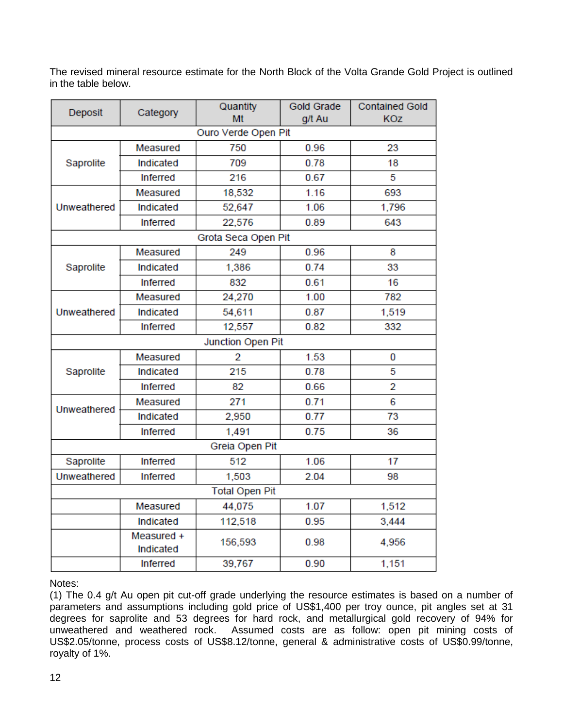The revised mineral resource estimate for the North Block of the Volta Grande Gold Project is outlined in the table below.

| Deposit | Category | Quantity Mt | Gold Grade g/t Au | Contained Gold KOz |
|---|---|---|---|---|
| Ouro Verde Open Pit | | | | |
| Saprolite | Measured | 750 | 0.96 | 23 |
| | Indicated | 709 | 0.78 | 18 |
| | Inferred | 216 | 0.67 | 5 |
| Unweathered | Measured | 18,532 | 1.16 | 693 |
| | Indicated | 52,647 | 1.06 | 1,796 |
| | Inferred | 22,576 | 0.89 | 643 |
| Grota Seca Open Pit | | | | |
| Saprolite | Measured | 249 | 0.96 | 8 |
| | Indicated | 1,386 | 0.74 | 33 |
| | Inferred | 832 | 0.61 | 16 |
| Unweathered | Measured | 24,270 | 1.00 | 782 |
| | Indicated | 54,611 | 0.87 | 1,519 |
| | Inferred | 12,557 | 0.82 | 332 |
| Junction Open Pit | | | | |
| Saprolite | Measured | 2 | 1.53 | 0 |
| | Indicated | 215 | 0.78 | 5 |
| | Inferred | 82 | 0.66 | 2 |
| Unweathered | Measured | 271 | 0.71 | 6 |
| | Indicated | 2,950 | 0.77 | 73 |
| | Inferred | 1,491 | 0.75 | 36 |
| Greia Open Pit | | | | |
| Saprolite | Inferred | 512 | 1.06 | 17 |
| Unweathered | Inferred | 1,503 | 2.04 | 98 |
| Total Open Pit | | | | |
| | Measured | 44,075 | 1.07 | 1,512 |
| | Indicated | 112,518 | 0.95 | 3,444 |
| | Measured + Indicated | 156,593 | 0.98 | 4,956 |
| | Inferred | 39,767 | 0.90 | 1,151 |

Notes:

(1) The 0.4 g/t Au open pit cut-off grade underlying the resource estimates is based on a number of parameters and assumptions including gold price of US$1,400 per troy ounce, pit angles set at 31 degrees for saprolite and 53 degrees for hard rock, and metallurgical gold recovery of 94% for unweathered and weathered rock. Assumed costs are as follow: open pit mining costs of US$2.05/tonne, process costs of US$8.12/tonne, general & administrative costs of US$0.99/tonne, royalty of 1%.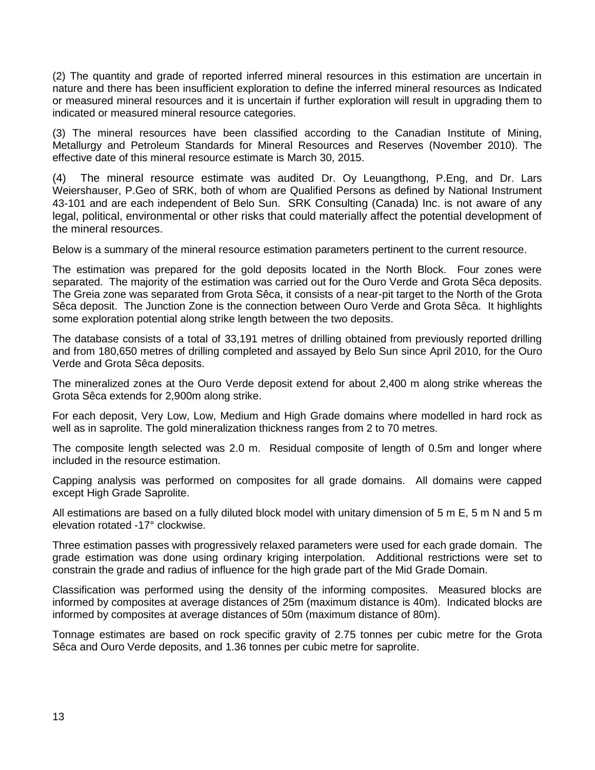(2) The quantity and grade of reported inferred mineral resources in this estimation are uncertain in nature and there has been insufficient exploration to define the inferred mineral resources as Indicated or measured mineral resources and it is uncertain if further exploration will result in upgrading them to indicated or measured mineral resource categories.

(3) The mineral resources have been classified according to the Canadian Institute of Mining, Metallurgy and Petroleum Standards for Mineral Resources and Reserves (November 2010). The effective date of this mineral resource estimate is March 30, 2015.

(4) The mineral resource estimate was audited Dr. Oy Leuangthong, P.Eng, and Dr. Lars Weiershauser, P.Geo of SRK, both of whom are Qualified Persons as defined by National Instrument 43-101 and are each independent of Belo Sun. SRK Consulting (Canada) Inc. is not aware of any legal, political, environmental or other risks that could materially affect the potential development of the mineral resources.

Below is a summary of the mineral resource estimation parameters pertinent to the current resource.

The estimation was prepared for the gold deposits located in the North Block. Four zones were separated. The majority of the estimation was carried out for the Ouro Verde and Grota Sêca deposits. The Greia zone was separated from Grota Sêca, it consists of a near-pit target to the North of the Grota Sêca deposit. The Junction Zone is the connection between Ouro Verde and Grota Sêca. It highlights some exploration potential along strike length between the two deposits.

The database consists of a total of 33,191 metres of drilling obtained from previously reported drilling and from 180,650 metres of drilling completed and assayed by Belo Sun since April 2010, for the Ouro Verde and Grota Sêca deposits.

The mineralized zones at the Ouro Verde deposit extend for about 2,400 m along strike whereas the Grota Sêca extends for 2,900m along strike.

For each deposit, Very Low, Low, Medium and High Grade domains where modelled in hard rock as well as in saprolite. The gold mineralization thickness ranges from 2 to 70 metres.

The composite length selected was 2.0 m. Residual composite of length of 0.5m and longer where included in the resource estimation.

Capping analysis was performed on composites for all grade domains. All domains were capped except High Grade Saprolite.

All estimations are based on a fully diluted block model with unitary dimension of 5 m E, 5 m N and 5 m elevation rotated -17° clockwise.

Three estimation passes with progressively relaxed parameters were used for each grade domain. The grade estimation was done using ordinary kriging interpolation. Additional restrictions were set to constrain the grade and radius of influence for the high grade part of the Mid Grade Domain.

Classification was performed using the density of the informing composites. Measured blocks are informed by composites at average distances of 25m (maximum distance is 40m). Indicated blocks are informed by composites at average distances of 50m (maximum distance of 80m).

Tonnage estimates are based on rock specific gravity of 2.75 tonnes per cubic metre for the Grota Sêca and Ouro Verde deposits, and 1.36 tonnes per cubic metre for saprolite.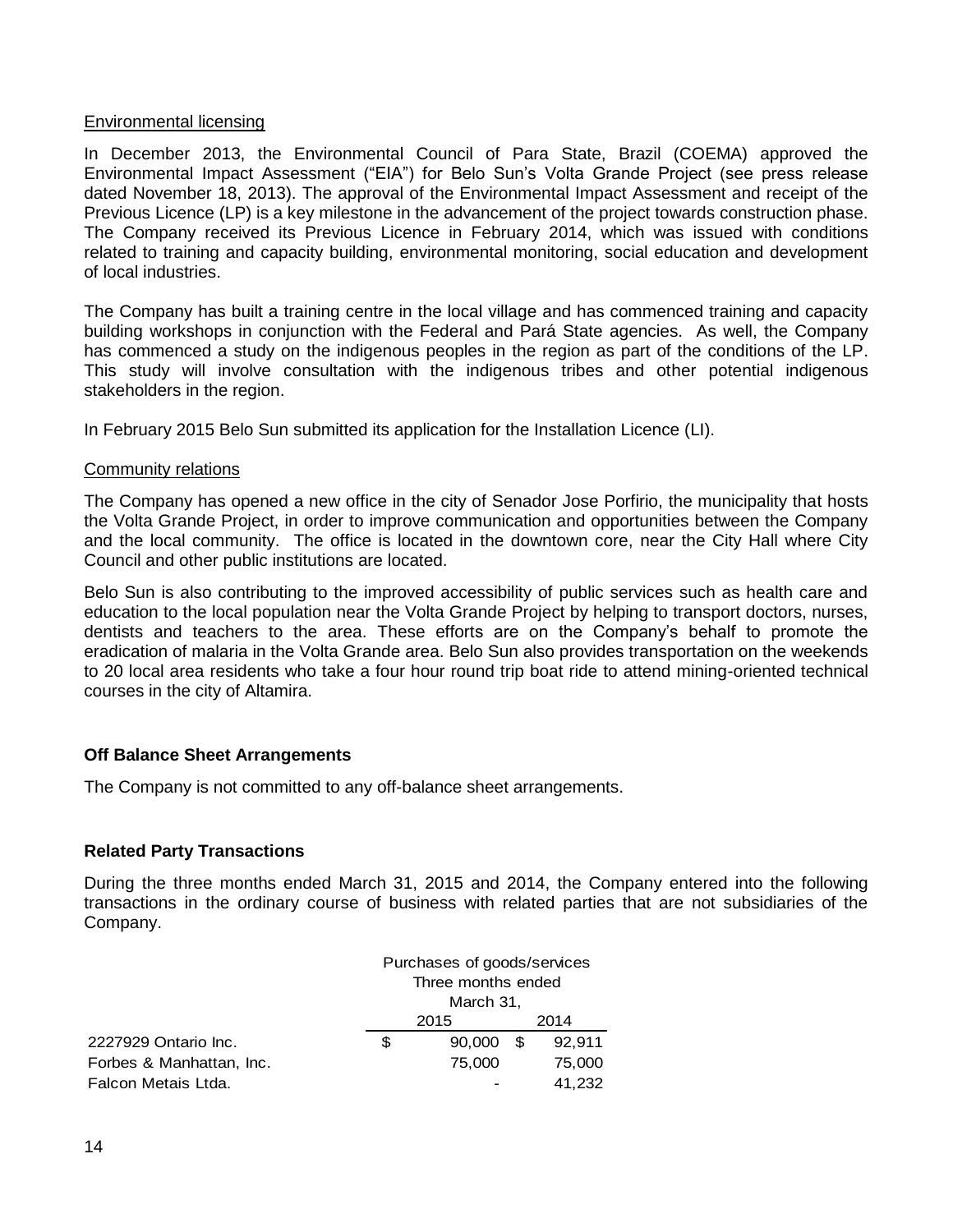Environmental licensing

In December 2013, the Environmental Council of Para State, Brazil (COEMA) approved the Environmental Impact Assessment ("EIA") for Belo Sun's Volta Grande Project (see press release dated November 18, 2013). The approval of the Environmental Impact Assessment and receipt of the Previous Licence (LP) is a key milestone in the advancement of the project towards construction phase. The Company received its Previous Licence in February 2014, which was issued with conditions related to training and capacity building, environmental monitoring, social education and development of local industries.

The Company has built a training centre in the local village and has commenced training and capacity building workshops in conjunction with the Federal and Pará State agencies. As well, the Company has commenced a study on the indigenous peoples in the region as part of the conditions of the LP. This study will involve consultation with the indigenous tribes and other potential indigenous stakeholders in the region.

In February 2015 Belo Sun submitted its application for the Installation Licence (LI).

Community relations

The Company has opened a new office in the city of Senador Jose Porfirio, the municipality that hosts the Volta Grande Project, in order to improve communication and opportunities between the Company and the local community. The office is located in the downtown core, near the City Hall where City Council and other public institutions are located.

Belo Sun is also contributing to the improved accessibility of public services such as health care and education to the local population near the Volta Grande Project by helping to transport doctors, nurses, dentists and teachers to the area. These efforts are on the Company's behalf to promote the eradication of malaria in the Volta Grande area. Belo Sun also provides transportation on the weekends to 20 local area residents who take a four hour round trip boat ride to attend mining-oriented technical courses in the city of Altamira.

**Off Balance Sheet Arrangements**

The Company is not committed to any off-balance sheet arrangements.

**Related Party Transactions**

During the three months ended March 31, 2015 and 2014, the Company entered into the following transactions in the ordinary course of business with related parties that are not subsidiaries of the Company.

| | Purchases of goods/services Three months ended March 31, | |
|---|---|---|
| | 2015 | 2014 |
| 2227929 Ontario Inc. | $ 90,000 | $ 92,911 |
| Forbes & Manhattan, Inc. | 75,000 | 75,000 |
| Falcon Metais Ltda. | - | 41,232 |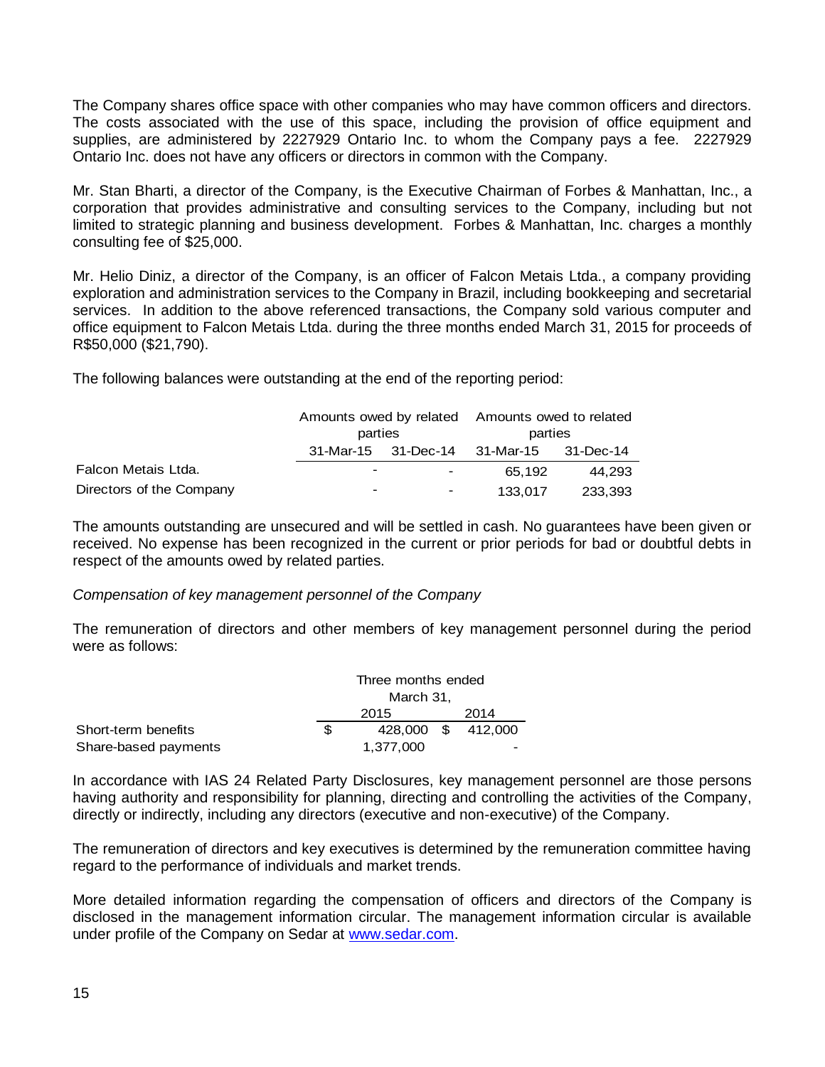The Company shares office space with other companies who may have common officers and directors. The costs associated with the use of this space, including the provision of office equipment and supplies, are administered by 2227929 Ontario Inc. to whom the Company pays a fee. 2227929 Ontario Inc. does not have any officers or directors in common with the Company.

Mr. Stan Bharti, a director of the Company, is the Executive Chairman of Forbes & Manhattan, Inc., a corporation that provides administrative and consulting services to the Company, including but not limited to strategic planning and business development. Forbes & Manhattan, Inc. charges a monthly consulting fee of $25,000.

Mr. Helio Diniz, a director of the Company, is an officer of Falcon Metais Ltda., a company providing exploration and administration services to the Company in Brazil, including bookkeeping and secretarial services. In addition to the above referenced transactions, the Company sold various computer and office equipment to Falcon Metais Ltda. during the three months ended March 31, 2015 for proceeds of R$50,000 ($21,790).

The following balances were outstanding at the end of the reporting period:

| | Amounts owed by related parties | | Amounts owed to related parties | |
|---|---|---|---|---|
| | 31-Mar-15 | 31-Dec-14 | 31-Mar-15 | 31-Dec-14 |
| Falcon Metais Ltda. | - | - | 65,192 | 44,293 |
| Directors of the Company | - | - | 133,017 | 233,393 |

The amounts outstanding are unsecured and will be settled in cash. No guarantees have been given or received. No expense has been recognized in the current or prior periods for bad or doubtful debts in respect of the amounts owed by related parties.

*Compensation of key management personnel of the Company*

The remuneration of directors and other members of key management personnel during the period were as follows:

| | Three months ended March 31, | |
|---|---|---|
| | 2015 | 2014 |
| Short-term benefits | $ 428,000 | $ 412,000 |
| Share-based payments | 1,377,000 | - |

In accordance with IAS 24 Related Party Disclosures, key management personnel are those persons having authority and responsibility for planning, directing and controlling the activities of the Company, directly or indirectly, including any directors (executive and non-executive) of the Company.

The remuneration of directors and key executives is determined by the remuneration committee having regard to the performance of individuals and market trends.

More detailed information regarding the compensation of officers and directors of the Company is disclosed in the management information circular. The management information circular is available under profile of the Company on Sedar at www.sedar.com.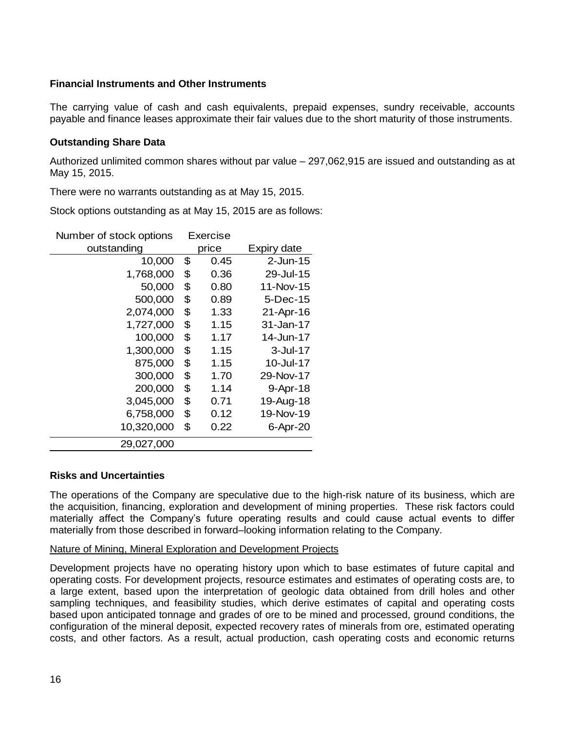**Financial Instruments and Other Instruments**

The carrying value of cash and cash equivalents, prepaid expenses, sundry receivable, accounts payable and finance leases approximate their fair values due to the short maturity of those instruments.

**Outstanding Share Data**

Authorized unlimited common shares without par value – 297,062,915 are issued and outstanding as at May 15, 2015.

There were no warrants outstanding as at May 15, 2015.

Stock options outstanding as at May 15, 2015 are as follows:

| Number of stock options outstanding | Exercise price | Expiry date |
|---|---|---|
| 10,000 | $ 0.45 | 2-Jun-15 |
| 1,768,000 | $ 0.36 | 29-Jul-15 |
| 50,000 | $ 0.80 | 11-Nov-15 |
| 500,000 | $ 0.89 | 5-Dec-15 |
| 2,074,000 | $ 1.33 | 21-Apr-16 |
| 1,727,000 | $ 1.15 | 31-Jan-17 |
| 100,000 | $ 1.17 | 14-Jun-17 |
| 1,300,000 | $ 1.15 | 3-Jul-17 |
| 875,000 | $ 1.15 | 10-Jul-17 |
| 300,000 | $ 1.70 | 29-Nov-17 |
| 200,000 | $ 1.14 | 9-Apr-18 |
| 3,045,000 | $ 0.71 | 19-Aug-18 |
| 6,758,000 | $ 0.12 | 19-Nov-19 |
| 10,320,000 | $ 0.22 | 6-Apr-20 |
| 29,027,000 | | |

**Risks and Uncertainties**

The operations of the Company are speculative due to the high-risk nature of its business, which are the acquisition, financing, exploration and development of mining properties. These risk factors could materially affect the Company's future operating results and could cause actual events to differ materially from those described in forward–looking information relating to the Company.

Nature of Mining, Mineral Exploration and Development Projects

Development projects have no operating history upon which to base estimates of future capital and operating costs. For development projects, resource estimates and estimates of operating costs are, to a large extent, based upon the interpretation of geologic data obtained from drill holes and other sampling techniques, and feasibility studies, which derive estimates of capital and operating costs based upon anticipated tonnage and grades of ore to be mined and processed, ground conditions, the configuration of the mineral deposit, expected recovery rates of minerals from ore, estimated operating costs, and other factors. As a result, actual production, cash operating costs and economic returns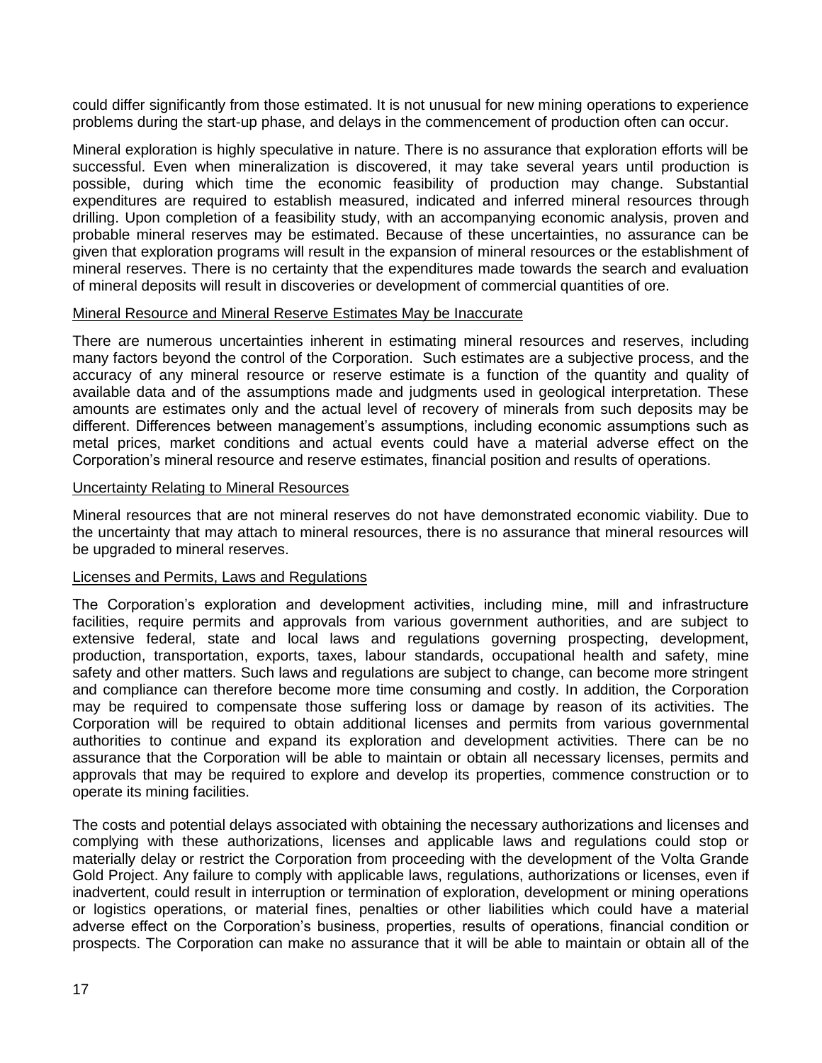could differ significantly from those estimated. It is not unusual for new mining operations to experience problems during the start-up phase, and delays in the commencement of production often can occur.

Mineral exploration is highly speculative in nature. There is no assurance that exploration efforts will be successful. Even when mineralization is discovered, it may take several years until production is possible, during which time the economic feasibility of production may change. Substantial expenditures are required to establish measured, indicated and inferred mineral resources through drilling. Upon completion of a feasibility study, with an accompanying economic analysis, proven and probable mineral reserves may be estimated. Because of these uncertainties, no assurance can be given that exploration programs will result in the expansion of mineral resources or the establishment of mineral reserves. There is no certainty that the expenditures made towards the search and evaluation of mineral deposits will result in discoveries or development of commercial quantities of ore.

### Mineral Resource and Mineral Reserve Estimates May be Inaccurate

There are numerous uncertainties inherent in estimating mineral resources and reserves, including many factors beyond the control of the Corporation. Such estimates are a subjective process, and the accuracy of any mineral resource or reserve estimate is a function of the quantity and quality of available data and of the assumptions made and judgments used in geological interpretation. These amounts are estimates only and the actual level of recovery of minerals from such deposits may be different. Differences between management's assumptions, including economic assumptions such as metal prices, market conditions and actual events could have a material adverse effect on the Corporation's mineral resource and reserve estimates, financial position and results of operations.

### Uncertainty Relating to Mineral Resources

Mineral resources that are not mineral reserves do not have demonstrated economic viability. Due to the uncertainty that may attach to mineral resources, there is no assurance that mineral resources will be upgraded to mineral reserves.

### Licenses and Permits, Laws and Regulations

The Corporation's exploration and development activities, including mine, mill and infrastructure facilities, require permits and approvals from various government authorities, and are subject to extensive federal, state and local laws and regulations governing prospecting, development, production, transportation, exports, taxes, labour standards, occupational health and safety, mine safety and other matters. Such laws and regulations are subject to change, can become more stringent and compliance can therefore become more time consuming and costly. In addition, the Corporation may be required to compensate those suffering loss or damage by reason of its activities. The Corporation will be required to obtain additional licenses and permits from various governmental authorities to continue and expand its exploration and development activities. There can be no assurance that the Corporation will be able to maintain or obtain all necessary licenses, permits and approvals that may be required to explore and develop its properties, commence construction or to operate its mining facilities.

The costs and potential delays associated with obtaining the necessary authorizations and licenses and complying with these authorizations, licenses and applicable laws and regulations could stop or materially delay or restrict the Corporation from proceeding with the development of the Volta Grande Gold Project. Any failure to comply with applicable laws, regulations, authorizations or licenses, even if inadvertent, could result in interruption or termination of exploration, development or mining operations or logistics operations, or material fines, penalties or other liabilities which could have a material adverse effect on the Corporation's business, properties, results of operations, financial condition or prospects. The Corporation can make no assurance that it will be able to maintain or obtain all of the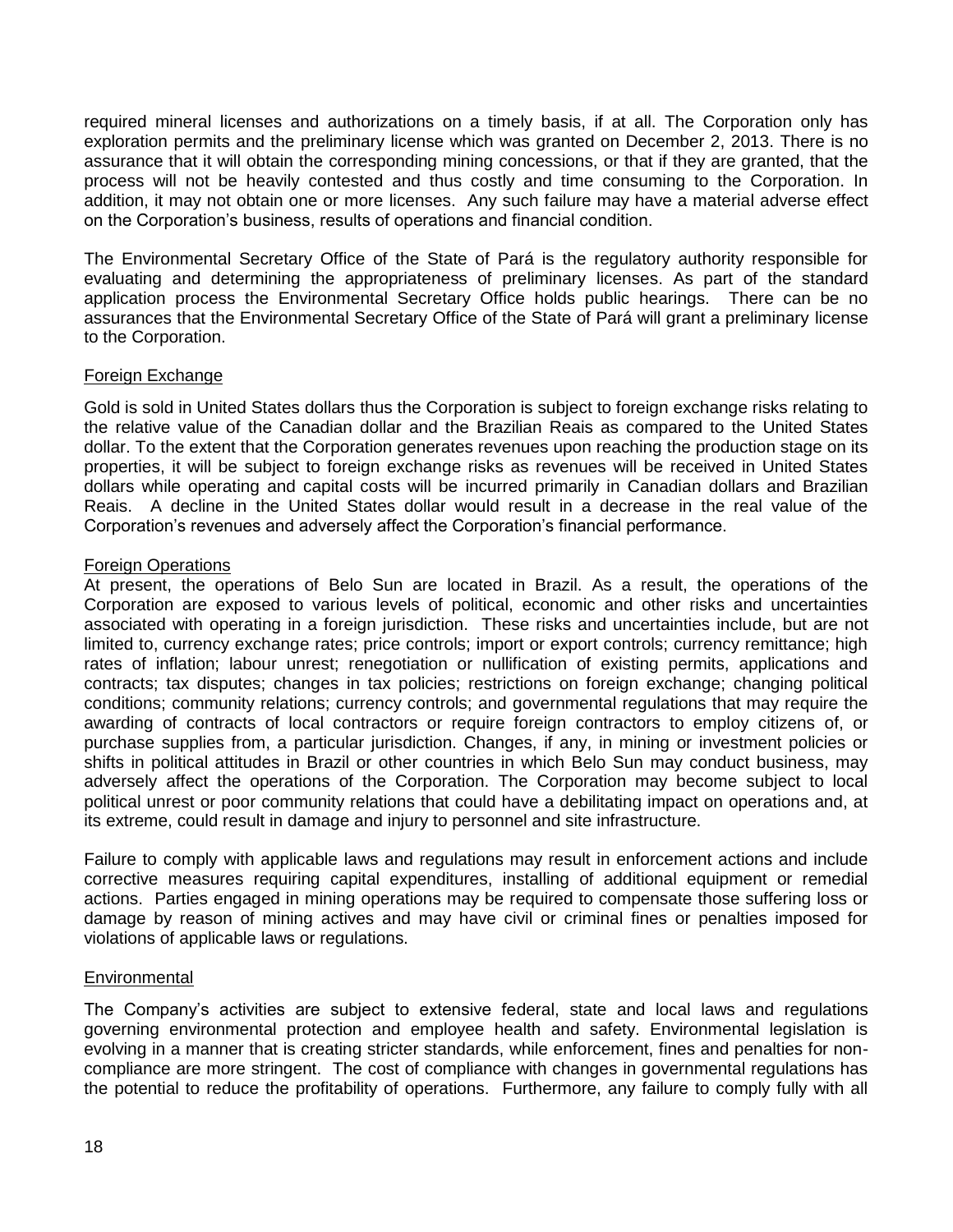required mineral licenses and authorizations on a timely basis, if at all. The Corporation only has exploration permits and the preliminary license which was granted on December 2, 2013. There is no assurance that it will obtain the corresponding mining concessions, or that if they are granted, that the process will not be heavily contested and thus costly and time consuming to the Corporation. In addition, it may not obtain one or more licenses. Any such failure may have a material adverse effect on the Corporation's business, results of operations and financial condition.

The Environmental Secretary Office of the State of Pará is the regulatory authority responsible for evaluating and determining the appropriateness of preliminary licenses. As part of the standard application process the Environmental Secretary Office holds public hearings. There can be no assurances that the Environmental Secretary Office of the State of Pará will grant a preliminary license to the Corporation.

### Foreign Exchange

Gold is sold in United States dollars thus the Corporation is subject to foreign exchange risks relating to the relative value of the Canadian dollar and the Brazilian Reais as compared to the United States dollar. To the extent that the Corporation generates revenues upon reaching the production stage on its properties, it will be subject to foreign exchange risks as revenues will be received in United States dollars while operating and capital costs will be incurred primarily in Canadian dollars and Brazilian Reais. A decline in the United States dollar would result in a decrease in the real value of the Corporation's revenues and adversely affect the Corporation's financial performance.

### Foreign Operations

At present, the operations of Belo Sun are located in Brazil. As a result, the operations of the Corporation are exposed to various levels of political, economic and other risks and uncertainties associated with operating in a foreign jurisdiction. These risks and uncertainties include, but are not limited to, currency exchange rates; price controls; import or export controls; currency remittance; high rates of inflation; labour unrest; renegotiation or nullification of existing permits, applications and contracts; tax disputes; changes in tax policies; restrictions on foreign exchange; changing political conditions; community relations; currency controls; and governmental regulations that may require the awarding of contracts of local contractors or require foreign contractors to employ citizens of, or purchase supplies from, a particular jurisdiction. Changes, if any, in mining or investment policies or shifts in political attitudes in Brazil or other countries in which Belo Sun may conduct business, may adversely affect the operations of the Corporation. The Corporation may become subject to local political unrest or poor community relations that could have a debilitating impact on operations and, at its extreme, could result in damage and injury to personnel and site infrastructure.

Failure to comply with applicable laws and regulations may result in enforcement actions and include corrective measures requiring capital expenditures, installing of additional equipment or remedial actions. Parties engaged in mining operations may be required to compensate those suffering loss or damage by reason of mining actives and may have civil or criminal fines or penalties imposed for violations of applicable laws or regulations.

### Environmental

The Company's activities are subject to extensive federal, state and local laws and regulations governing environmental protection and employee health and safety. Environmental legislation is evolving in a manner that is creating stricter standards, while enforcement, fines and penalties for non-compliance are more stringent. The cost of compliance with changes in governmental regulations has the potential to reduce the profitability of operations. Furthermore, any failure to comply fully with all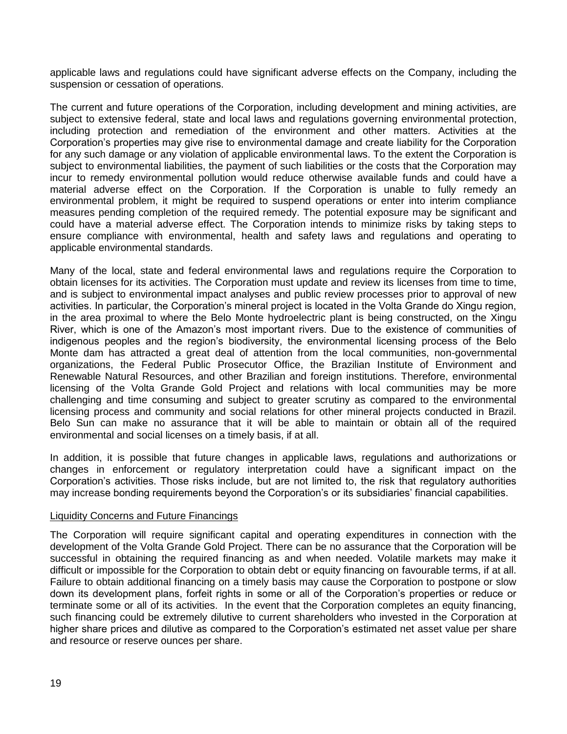applicable laws and regulations could have significant adverse effects on the Company, including the suspension or cessation of operations.

The current and future operations of the Corporation, including development and mining activities, are subject to extensive federal, state and local laws and regulations governing environmental protection, including protection and remediation of the environment and other matters. Activities at the Corporation's properties may give rise to environmental damage and create liability for the Corporation for any such damage or any violation of applicable environmental laws. To the extent the Corporation is subject to environmental liabilities, the payment of such liabilities or the costs that the Corporation may incur to remedy environmental pollution would reduce otherwise available funds and could have a material adverse effect on the Corporation. If the Corporation is unable to fully remedy an environmental problem, it might be required to suspend operations or enter into interim compliance measures pending completion of the required remedy. The potential exposure may be significant and could have a material adverse effect. The Corporation intends to minimize risks by taking steps to ensure compliance with environmental, health and safety laws and regulations and operating to applicable environmental standards.

Many of the local, state and federal environmental laws and regulations require the Corporation to obtain licenses for its activities. The Corporation must update and review its licenses from time to time, and is subject to environmental impact analyses and public review processes prior to approval of new activities. In particular, the Corporation's mineral project is located in the Volta Grande do Xingu region, in the area proximal to where the Belo Monte hydroelectric plant is being constructed, on the Xingu River, which is one of the Amazon's most important rivers. Due to the existence of communities of indigenous peoples and the region's biodiversity, the environmental licensing process of the Belo Monte dam has attracted a great deal of attention from the local communities, non-governmental organizations, the Federal Public Prosecutor Office, the Brazilian Institute of Environment and Renewable Natural Resources, and other Brazilian and foreign institutions. Therefore, environmental licensing of the Volta Grande Gold Project and relations with local communities may be more challenging and time consuming and subject to greater scrutiny as compared to the environmental licensing process and community and social relations for other mineral projects conducted in Brazil. Belo Sun can make no assurance that it will be able to maintain or obtain all of the required environmental and social licenses on a timely basis, if at all.

In addition, it is possible that future changes in applicable laws, regulations and authorizations or changes in enforcement or regulatory interpretation could have a significant impact on the Corporation's activities. Those risks include, but are not limited to, the risk that regulatory authorities may increase bonding requirements beyond the Corporation's or its subsidiaries' financial capabilities.

Liquidity Concerns and Future Financings

The Corporation will require significant capital and operating expenditures in connection with the development of the Volta Grande Gold Project. There can be no assurance that the Corporation will be successful in obtaining the required financing as and when needed. Volatile markets may make it difficult or impossible for the Corporation to obtain debt or equity financing on favourable terms, if at all. Failure to obtain additional financing on a timely basis may cause the Corporation to postpone or slow down its development plans, forfeit rights in some or all of the Corporation's properties or reduce or terminate some or all of its activities. In the event that the Corporation completes an equity financing, such financing could be extremely dilutive to current shareholders who invested in the Corporation at higher share prices and dilutive as compared to the Corporation's estimated net asset value per share and resource or reserve ounces per share.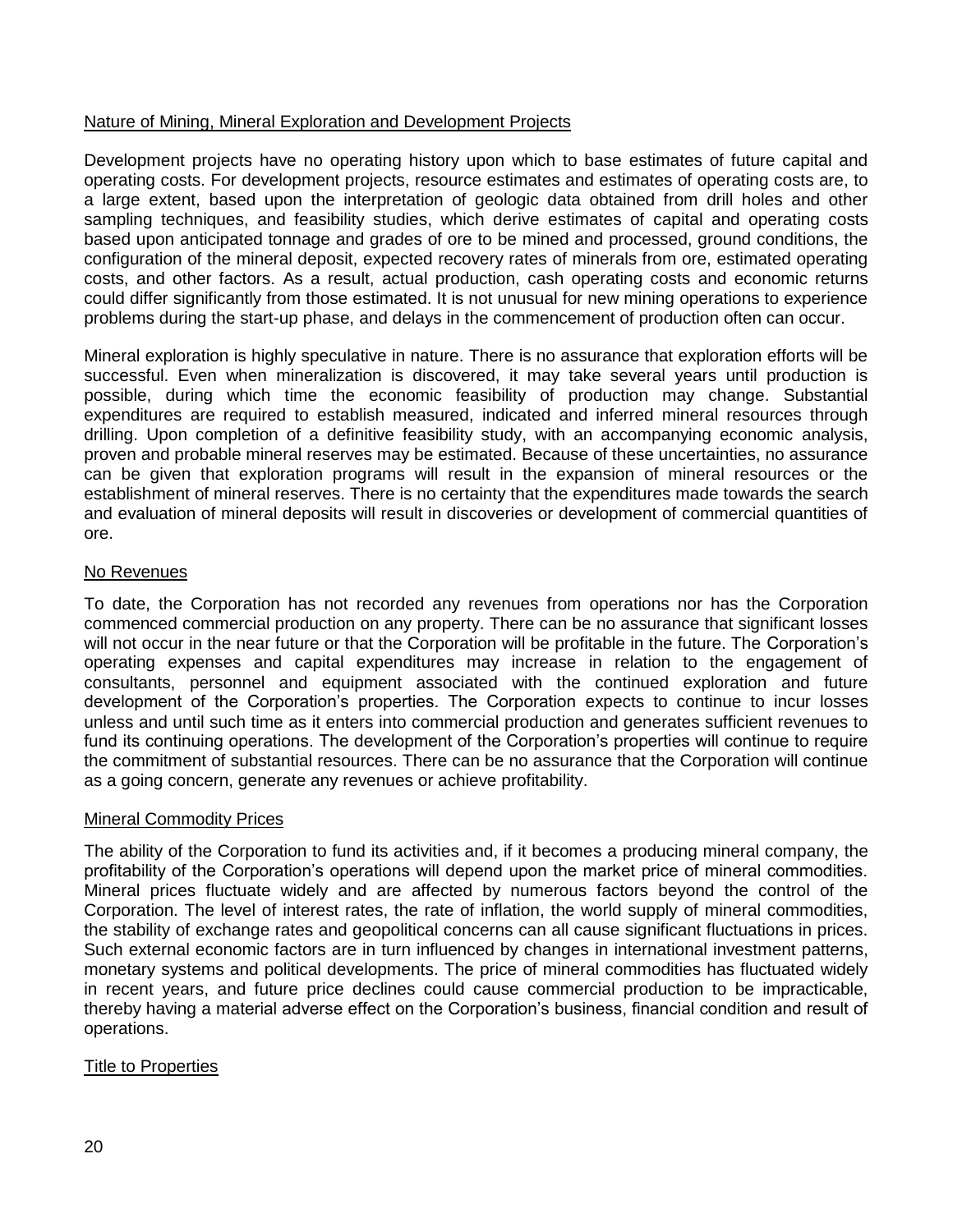## Nature of Mining, Mineral Exploration and Development Projects

Development projects have no operating history upon which to base estimates of future capital and operating costs. For development projects, resource estimates and estimates of operating costs are, to a large extent, based upon the interpretation of geologic data obtained from drill holes and other sampling techniques, and feasibility studies, which derive estimates of capital and operating costs based upon anticipated tonnage and grades of ore to be mined and processed, ground conditions, the configuration of the mineral deposit, expected recovery rates of minerals from ore, estimated operating costs, and other factors. As a result, actual production, cash operating costs and economic returns could differ significantly from those estimated. It is not unusual for new mining operations to experience problems during the start-up phase, and delays in the commencement of production often can occur.

Mineral exploration is highly speculative in nature. There is no assurance that exploration efforts will be successful. Even when mineralization is discovered, it may take several years until production is possible, during which time the economic feasibility of production may change. Substantial expenditures are required to establish measured, indicated and inferred mineral resources through drilling. Upon completion of a definitive feasibility study, with an accompanying economic analysis, proven and probable mineral reserves may be estimated. Because of these uncertainties, no assurance can be given that exploration programs will result in the expansion of mineral resources or the establishment of mineral reserves. There is no certainty that the expenditures made towards the search and evaluation of mineral deposits will result in discoveries or development of commercial quantities of ore.

## No Revenues

To date, the Corporation has not recorded any revenues from operations nor has the Corporation commenced commercial production on any property. There can be no assurance that significant losses will not occur in the near future or that the Corporation will be profitable in the future. The Corporation's operating expenses and capital expenditures may increase in relation to the engagement of consultants, personnel and equipment associated with the continued exploration and future development of the Corporation's properties. The Corporation expects to continue to incur losses unless and until such time as it enters into commercial production and generates sufficient revenues to fund its continuing operations. The development of the Corporation's properties will continue to require the commitment of substantial resources. There can be no assurance that the Corporation will continue as a going concern, generate any revenues or achieve profitability.

## Mineral Commodity Prices

The ability of the Corporation to fund its activities and, if it becomes a producing mineral company, the profitability of the Corporation's operations will depend upon the market price of mineral commodities. Mineral prices fluctuate widely and are affected by numerous factors beyond the control of the Corporation. The level of interest rates, the rate of inflation, the world supply of mineral commodities, the stability of exchange rates and geopolitical concerns can all cause significant fluctuations in prices. Such external economic factors are in turn influenced by changes in international investment patterns, monetary systems and political developments. The price of mineral commodities has fluctuated widely in recent years, and future price declines could cause commercial production to be impracticable, thereby having a material adverse effect on the Corporation's business, financial condition and result of operations.

## Title to Properties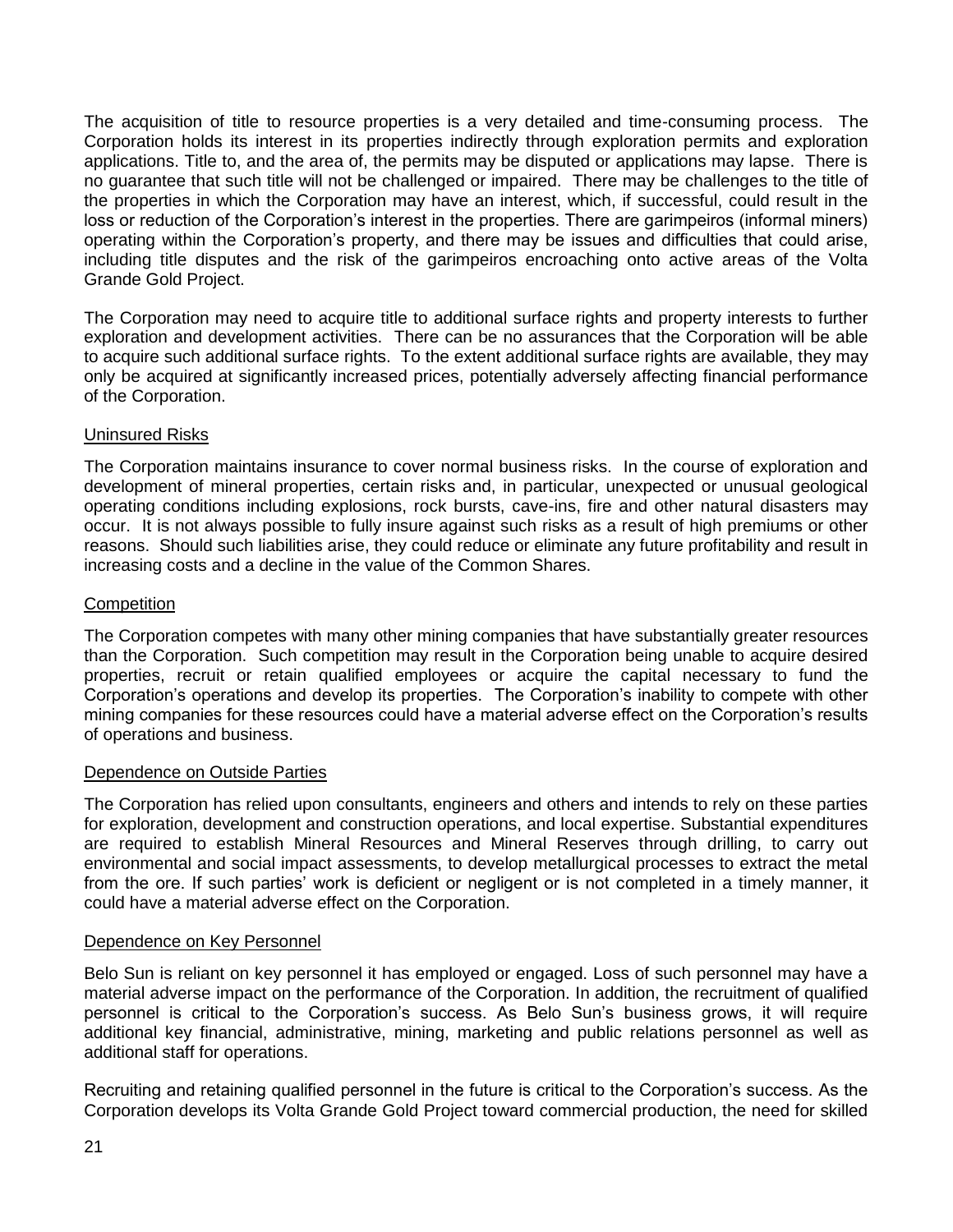The acquisition of title to resource properties is a very detailed and time-consuming process. The Corporation holds its interest in its properties indirectly through exploration permits and exploration applications. Title to, and the area of, the permits may be disputed or applications may lapse. There is no guarantee that such title will not be challenged or impaired. There may be challenges to the title of the properties in which the Corporation may have an interest, which, if successful, could result in the loss or reduction of the Corporation's interest in the properties. There are garimpeiros (informal miners) operating within the Corporation's property, and there may be issues and difficulties that could arise, including title disputes and the risk of the garimpeiros encroaching onto active areas of the Volta Grande Gold Project.

The Corporation may need to acquire title to additional surface rights and property interests to further exploration and development activities. There can be no assurances that the Corporation will be able to acquire such additional surface rights. To the extent additional surface rights are available, they may only be acquired at significantly increased prices, potentially adversely affecting financial performance of the Corporation.

## Uninsured Risks

The Corporation maintains insurance to cover normal business risks. In the course of exploration and development of mineral properties, certain risks and, in particular, unexpected or unusual geological operating conditions including explosions, rock bursts, cave-ins, fire and other natural disasters may occur. It is not always possible to fully insure against such risks as a result of high premiums or other reasons. Should such liabilities arise, they could reduce or eliminate any future profitability and result in increasing costs and a decline in the value of the Common Shares.

## Competition

The Corporation competes with many other mining companies that have substantially greater resources than the Corporation. Such competition may result in the Corporation being unable to acquire desired properties, recruit or retain qualified employees or acquire the capital necessary to fund the Corporation's operations and develop its properties. The Corporation's inability to compete with other mining companies for these resources could have a material adverse effect on the Corporation's results of operations and business.

## Dependence on Outside Parties

The Corporation has relied upon consultants, engineers and others and intends to rely on these parties for exploration, development and construction operations, and local expertise. Substantial expenditures are required to establish Mineral Resources and Mineral Reserves through drilling, to carry out environmental and social impact assessments, to develop metallurgical processes to extract the metal from the ore. If such parties' work is deficient or negligent or is not completed in a timely manner, it could have a material adverse effect on the Corporation.

## Dependence on Key Personnel

Belo Sun is reliant on key personnel it has employed or engaged. Loss of such personnel may have a material adverse impact on the performance of the Corporation. In addition, the recruitment of qualified personnel is critical to the Corporation's success. As Belo Sun's business grows, it will require additional key financial, administrative, mining, marketing and public relations personnel as well as additional staff for operations.

Recruiting and retaining qualified personnel in the future is critical to the Corporation's success. As the Corporation develops its Volta Grande Gold Project toward commercial production, the need for skilled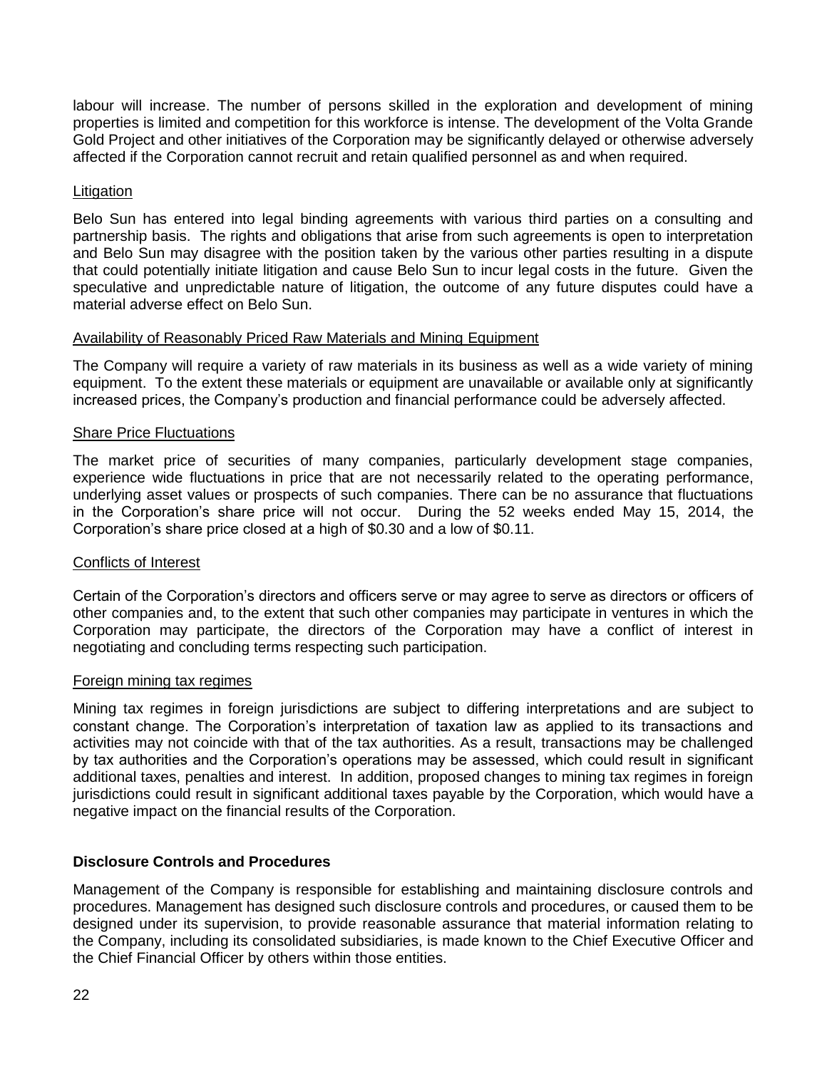labour will increase. The number of persons skilled in the exploration and development of mining properties is limited and competition for this workforce is intense. The development of the Volta Grande Gold Project and other initiatives of the Corporation may be significantly delayed or otherwise adversely affected if the Corporation cannot recruit and retain qualified personnel as and when required.

Litigation

Belo Sun has entered into legal binding agreements with various third parties on a consulting and partnership basis. The rights and obligations that arise from such agreements is open to interpretation and Belo Sun may disagree with the position taken by the various other parties resulting in a dispute that could potentially initiate litigation and cause Belo Sun to incur legal costs in the future. Given the speculative and unpredictable nature of litigation, the outcome of any future disputes could have a material adverse effect on Belo Sun.

Availability of Reasonably Priced Raw Materials and Mining Equipment

The Company will require a variety of raw materials in its business as well as a wide variety of mining equipment. To the extent these materials or equipment are unavailable or available only at significantly increased prices, the Company's production and financial performance could be adversely affected.

Share Price Fluctuations

The market price of securities of many companies, particularly development stage companies, experience wide fluctuations in price that are not necessarily related to the operating performance, underlying asset values or prospects of such companies. There can be no assurance that fluctuations in the Corporation's share price will not occur. During the 52 weeks ended May 15, 2014, the Corporation's share price closed at a high of $0.30 and a low of $0.11.

Conflicts of Interest

Certain of the Corporation's directors and officers serve or may agree to serve as directors or officers of other companies and, to the extent that such other companies may participate in ventures in which the Corporation may participate, the directors of the Corporation may have a conflict of interest in negotiating and concluding terms respecting such participation.

Foreign mining tax regimes

Mining tax regimes in foreign jurisdictions are subject to differing interpretations and are subject to constant change. The Corporation's interpretation of taxation law as applied to its transactions and activities may not coincide with that of the tax authorities. As a result, transactions may be challenged by tax authorities and the Corporation's operations may be assessed, which could result in significant additional taxes, penalties and interest. In addition, proposed changes to mining tax regimes in foreign jurisdictions could result in significant additional taxes payable by the Corporation, which would have a negative impact on the financial results of the Corporation.

**Disclosure Controls and Procedures**

Management of the Company is responsible for establishing and maintaining disclosure controls and procedures. Management has designed such disclosure controls and procedures, or caused them to be designed under its supervision, to provide reasonable assurance that material information relating to the Company, including its consolidated subsidiaries, is made known to the Chief Executive Officer and the Chief Financial Officer by others within those entities.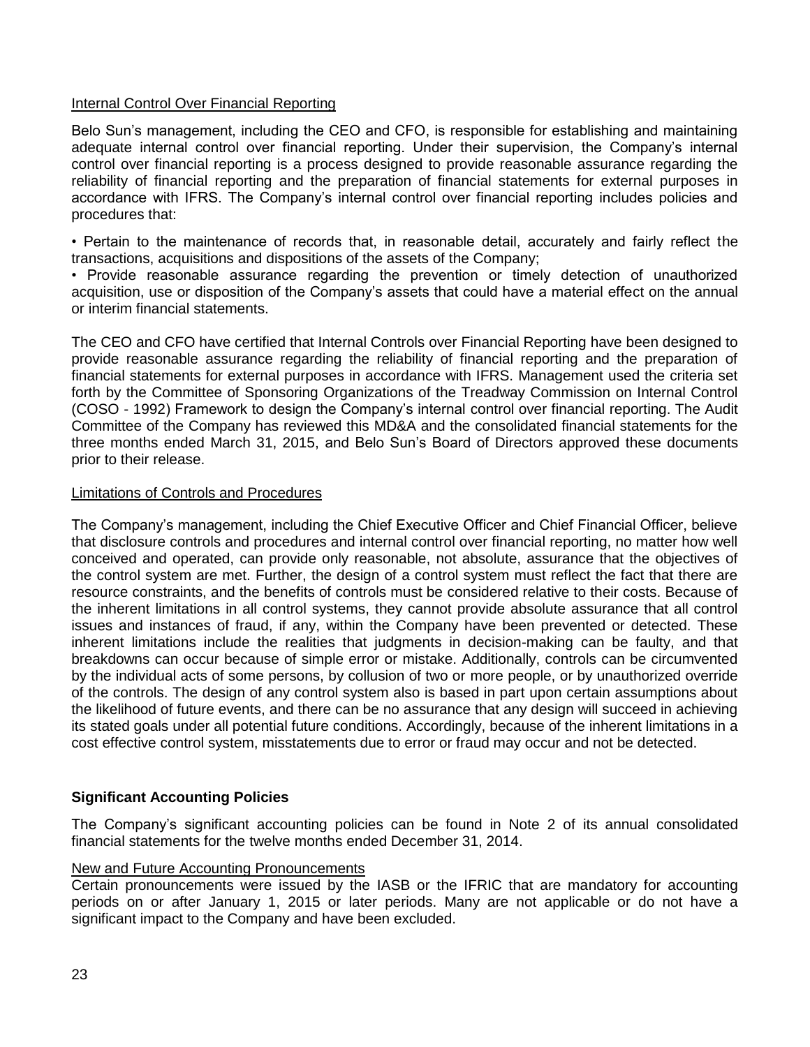Internal Control Over Financial Reporting

Belo Sun's management, including the CEO and CFO, is responsible for establishing and maintaining adequate internal control over financial reporting. Under their supervision, the Company's internal control over financial reporting is a process designed to provide reasonable assurance regarding the reliability of financial reporting and the preparation of financial statements for external purposes in accordance with IFRS. The Company's internal control over financial reporting includes policies and procedures that:

- Pertain to the maintenance of records that, in reasonable detail, accurately and fairly reflect the transactions, acquisitions and dispositions of the assets of the Company;
- Provide reasonable assurance regarding the prevention or timely detection of unauthorized acquisition, use or disposition of the Company's assets that could have a material effect on the annual or interim financial statements.

The CEO and CFO have certified that Internal Controls over Financial Reporting have been designed to provide reasonable assurance regarding the reliability of financial reporting and the preparation of financial statements for external purposes in accordance with IFRS. Management used the criteria set forth by the Committee of Sponsoring Organizations of the Treadway Commission on Internal Control (COSO - 1992) Framework to design the Company's internal control over financial reporting. The Audit Committee of the Company has reviewed this MD&A and the consolidated financial statements for the three months ended March 31, 2015, and Belo Sun's Board of Directors approved these documents prior to their release.

Limitations of Controls and Procedures

The Company's management, including the Chief Executive Officer and Chief Financial Officer, believe that disclosure controls and procedures and internal control over financial reporting, no matter how well conceived and operated, can provide only reasonable, not absolute, assurance that the objectives of the control system are met. Further, the design of a control system must reflect the fact that there are resource constraints, and the benefits of controls must be considered relative to their costs. Because of the inherent limitations in all control systems, they cannot provide absolute assurance that all control issues and instances of fraud, if any, within the Company have been prevented or detected. These inherent limitations include the realities that judgments in decision-making can be faulty, and that breakdowns can occur because of simple error or mistake. Additionally, controls can be circumvented by the individual acts of some persons, by collusion of two or more people, or by unauthorized override of the controls. The design of any control system also is based in part upon certain assumptions about the likelihood of future events, and there can be no assurance that any design will succeed in achieving its stated goals under all potential future conditions. Accordingly, because of the inherent limitations in a cost effective control system, misstatements due to error or fraud may occur and not be detected.

## Significant Accounting Policies

The Company's significant accounting policies can be found in Note 2 of its annual consolidated financial statements for the twelve months ended December 31, 2014.

New and Future Accounting Pronouncements

Certain pronouncements were issued by the IASB or the IFRIC that are mandatory for accounting periods on or after January 1, 2015 or later periods. Many are not applicable or do not have a significant impact to the Company and have been excluded.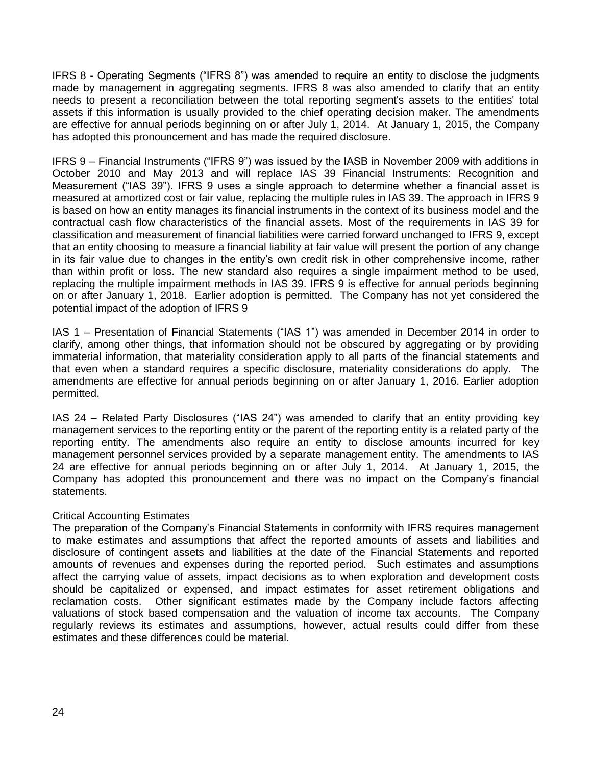IFRS 8 - Operating Segments ("IFRS 8") was amended to require an entity to disclose the judgments made by management in aggregating segments. IFRS 8 was also amended to clarify that an entity needs to present a reconciliation between the total reporting segment's assets to the entities' total assets if this information is usually provided to the chief operating decision maker. The amendments are effective for annual periods beginning on or after July 1, 2014. At January 1, 2015, the Company has adopted this pronouncement and has made the required disclosure.

IFRS 9 – Financial Instruments ("IFRS 9") was issued by the IASB in November 2009 with additions in October 2010 and May 2013 and will replace IAS 39 Financial Instruments: Recognition and Measurement ("IAS 39"). IFRS 9 uses a single approach to determine whether a financial asset is measured at amortized cost or fair value, replacing the multiple rules in IAS 39. The approach in IFRS 9 is based on how an entity manages its financial instruments in the context of its business model and the contractual cash flow characteristics of the financial assets. Most of the requirements in IAS 39 for classification and measurement of financial liabilities were carried forward unchanged to IFRS 9, except that an entity choosing to measure a financial liability at fair value will present the portion of any change in its fair value due to changes in the entity's own credit risk in other comprehensive income, rather than within profit or loss. The new standard also requires a single impairment method to be used, replacing the multiple impairment methods in IAS 39. IFRS 9 is effective for annual periods beginning on or after January 1, 2018. Earlier adoption is permitted. The Company has not yet considered the potential impact of the adoption of IFRS 9

IAS 1 – Presentation of Financial Statements ("IAS 1") was amended in December 2014 in order to clarify, among other things, that information should not be obscured by aggregating or by providing immaterial information, that materiality consideration apply to all parts of the financial statements and that even when a standard requires a specific disclosure, materiality considerations do apply. The amendments are effective for annual periods beginning on or after January 1, 2016. Earlier adoption permitted.

IAS 24 – Related Party Disclosures ("IAS 24") was amended to clarify that an entity providing key management services to the reporting entity or the parent of the reporting entity is a related party of the reporting entity. The amendments also require an entity to disclose amounts incurred for key management personnel services provided by a separate management entity. The amendments to IAS 24 are effective for annual periods beginning on or after July 1, 2014. At January 1, 2015, the Company has adopted this pronouncement and there was no impact on the Company's financial statements.

## Critical Accounting Estimates

The preparation of the Company's Financial Statements in conformity with IFRS requires management to make estimates and assumptions that affect the reported amounts of assets and liabilities and disclosure of contingent assets and liabilities at the date of the Financial Statements and reported amounts of revenues and expenses during the reported period. Such estimates and assumptions affect the carrying value of assets, impact decisions as to when exploration and development costs should be capitalized or expensed, and impact estimates for asset retirement obligations and reclamation costs. Other significant estimates made by the Company include factors affecting valuations of stock based compensation and the valuation of income tax accounts. The Company regularly reviews its estimates and assumptions, however, actual results could differ from these estimates and these differences could be material.